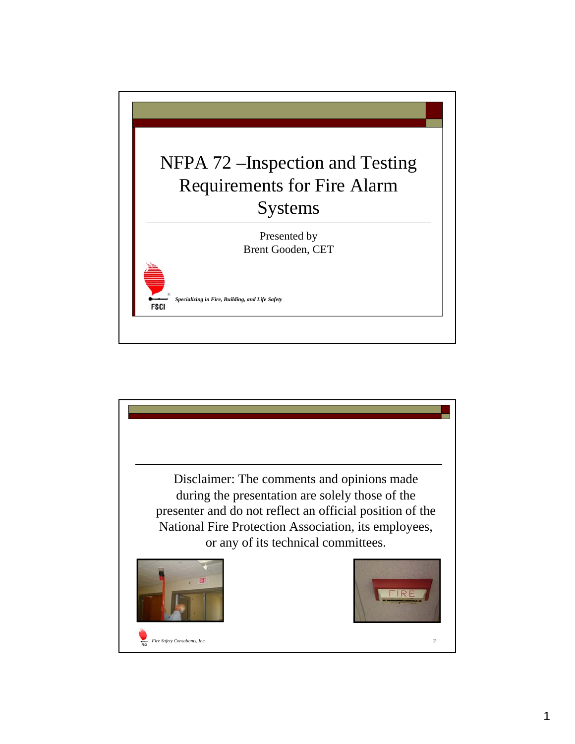# NFPA 72 –Inspection and Testing Requirements for Fire Alarm Systems

Presented by
Brent Gooden, CET

*Specializing in Fire, Building, and Life Safety*

---

Disclaimer: The comments and opinions made during the presentation are solely those of the presenter and do not reflect an official position of the National Fire Protection Association, its employees, or any of its technical committees.

*Fire Safety Consultants, Inc.*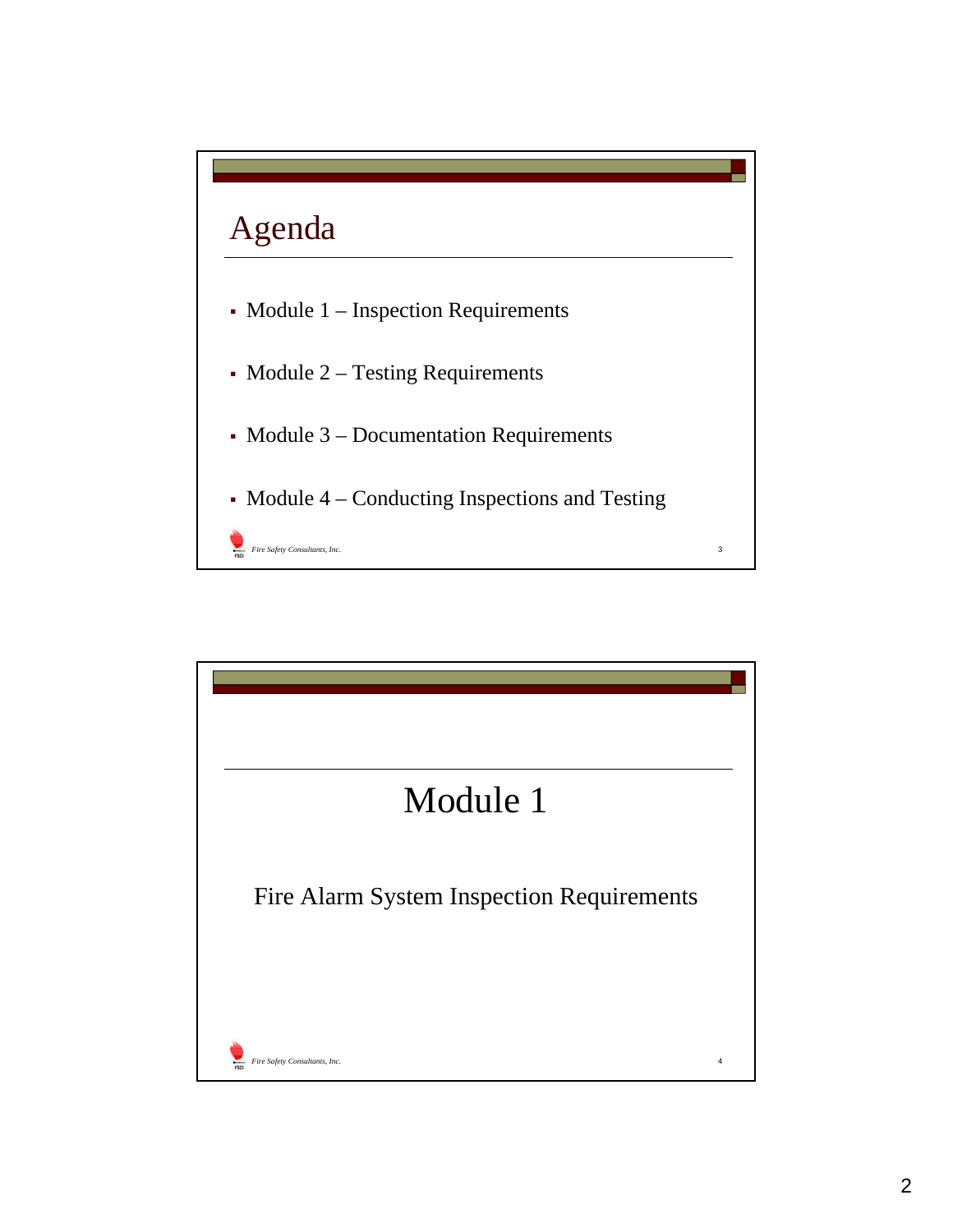## Agenda

- Module 1 – Inspection Requirements
- Module 2 – Testing Requirements
- Module 3 – Documentation Requirements
- Module 4 – Conducting Inspections and Testing

## Module 1

Fire Alarm System Inspection Requirements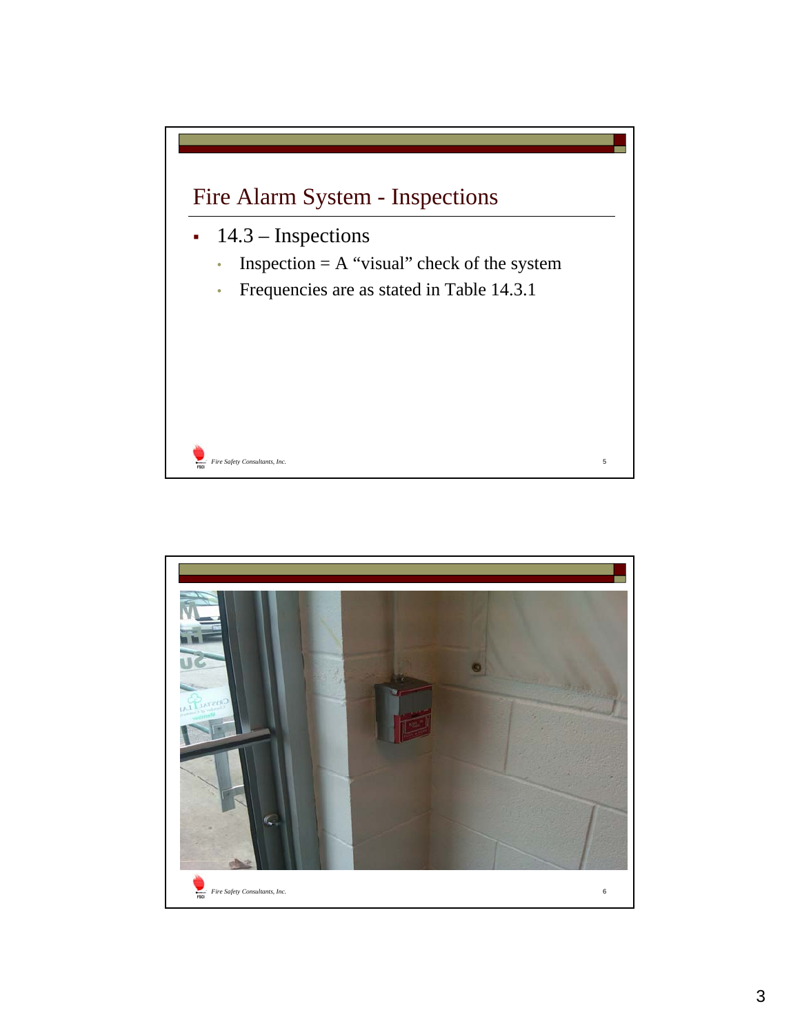## Fire Alarm System - Inspections

- 14.3 – Inspections
  - Inspection = A "visual" check of the system
  - Frequencies are as stated in Table 14.3.1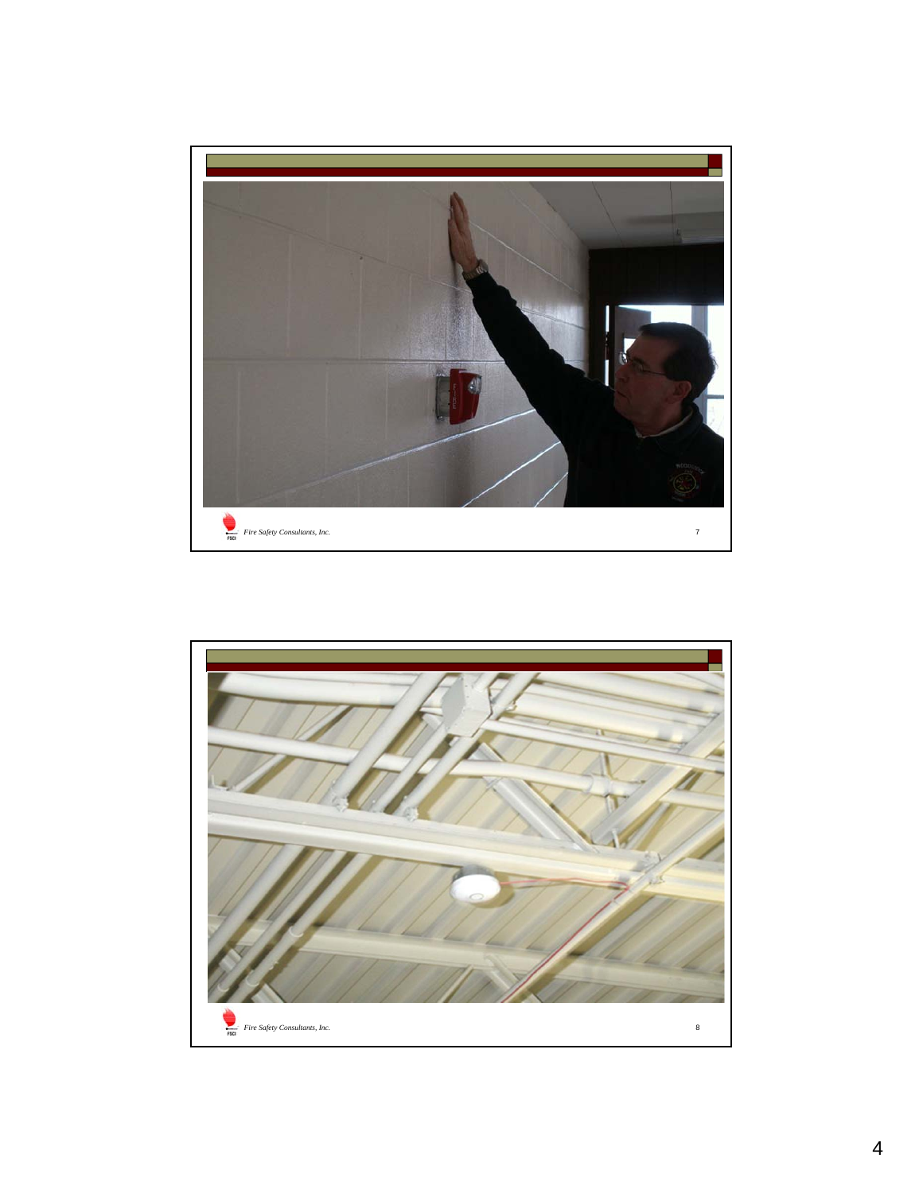Fire Safety Consultants, Inc.

Fire Safety Consultants, Inc.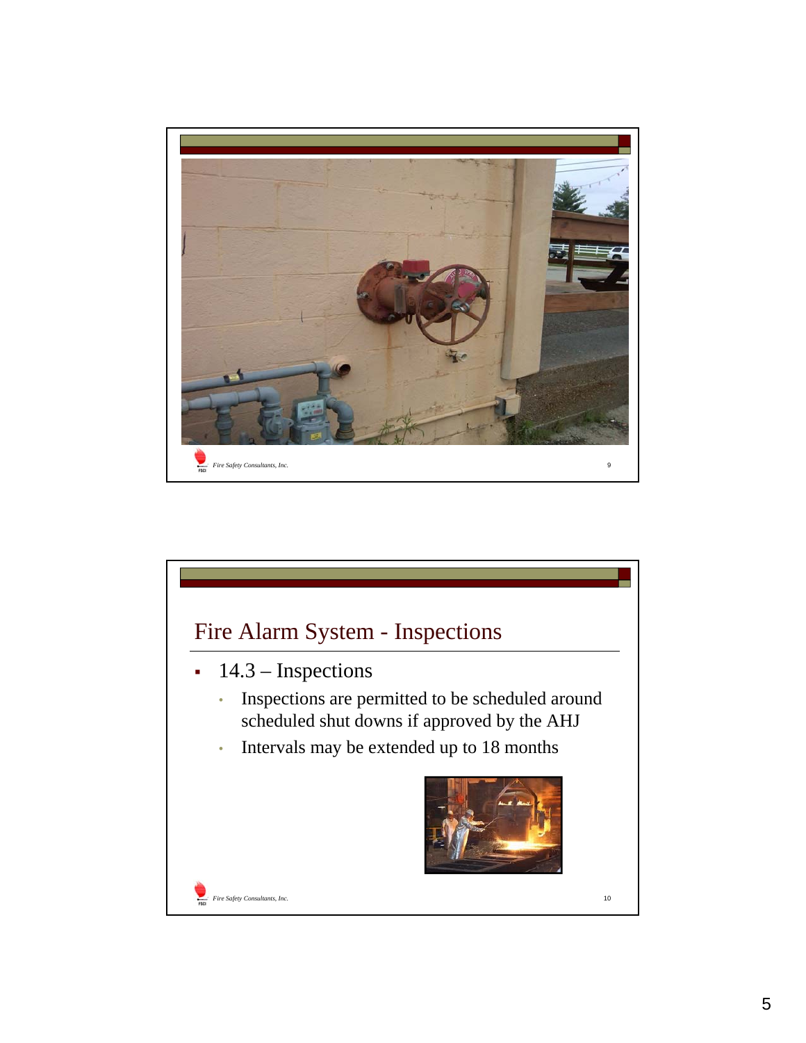## Fire Alarm System - Inspections

- 14.3 – Inspections
  - Inspections are permitted to be scheduled around scheduled shut downs if approved by the AHJ
  - Intervals may be extended up to 18 months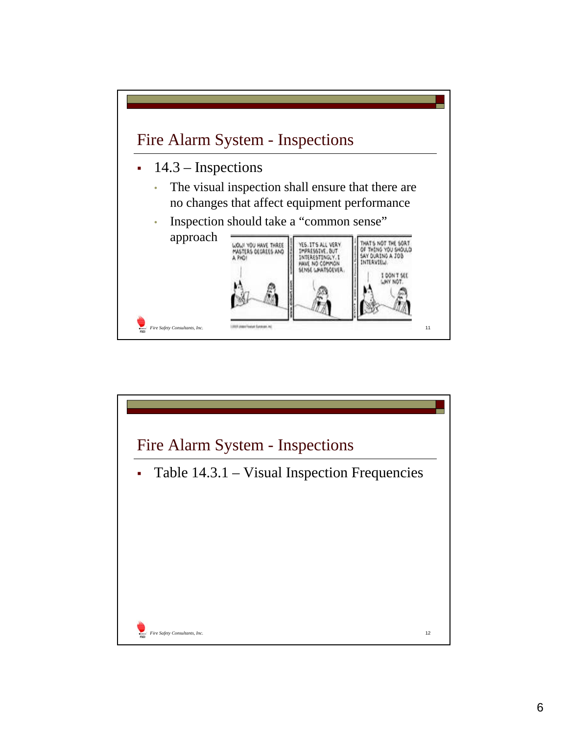## Fire Alarm System - Inspections

- 14.3 – Inspections
  - The visual inspection shall ensure that there are no changes that affect equipment performance
  - Inspection should take a "common sense" approach

## Fire Alarm System - Inspections

- Table 14.3.1 – Visual Inspection Frequencies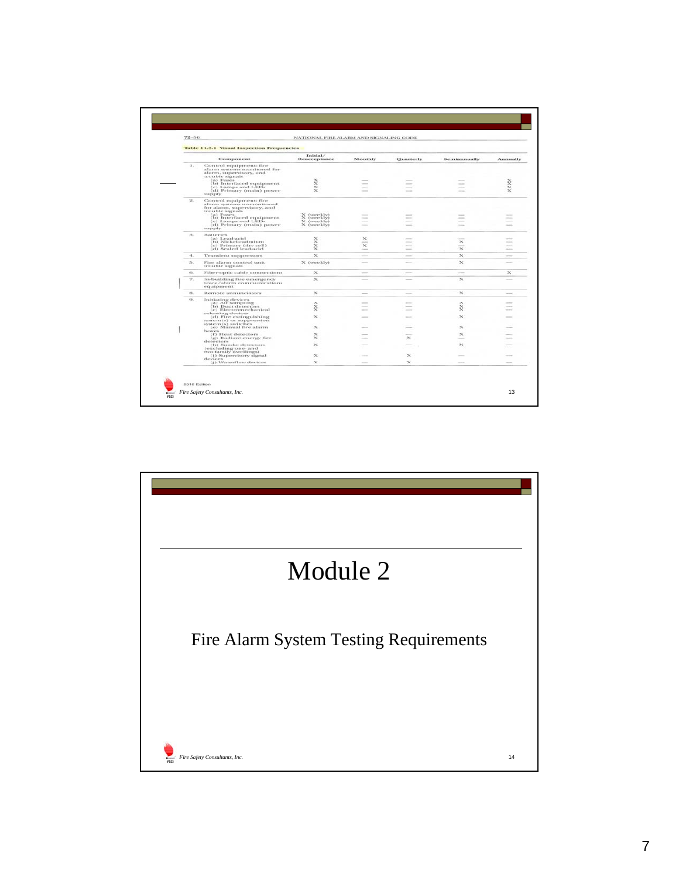72–56 NATIONAL FIRE ALARM AND SIGNALING CODE

**Table 14.3.1 Visual Inspection Frequencies**

| | Component | Initial/ Reacceptance | Monthly | Quarterly | Semiannually | Annually |
|---|---|---|---|---|---|---|
| 1. | Control equipment: fire alarm systems monitored for alarm, supervisory, and trouble signals | | | | | |
| | (a) Fuses | X | — | — | — | X |
| | (b) Interfaced equipment | X | — | — | — | X |
| | (c) Lamps and LEDs | X | — | — | — | X |
| | (d) Primary (main) power supply | X | — | — | — | X |
| 2. | Control equipment: fire alarm systems unmonitored for alarm, supervisory, and trouble signals | | | | | |
| | (a) Fuses | X (weekly) | — | — | — | — |
| | (b) Interfaced equipment | X (weekly) | — | — | — | — |
| | (c) Lamps and LEDs | X (weekly) | — | — | — | — |
| | (d) Primary (main) power supply | X (weekly) | — | — | — | — |
| 3. | Batteries | | | | | |
| | (a) Lead-acid | X | X | — | — | — |
| | (b) Nickel-cadmium | X | — | — | X | — |
| | (c) Primary (dry cell) | X | X | — | — | — |
| | (d) Sealed lead-acid | X | — | — | X | — |
| 4. | Transient suppressors | X | — | — | X | — |
| 5. | Fire alarm control unit trouble signals | X (weekly) | — | — | X | — |
| 6. | Fiber-optic cable connections | X | — | — | — | X |
| 7. | In-building fire emergency voice/alarm communications equipment | X | — | — | X | — |
| 8. | Remote annunciators | X | — | — | X | — |
| 9. | Initiating devices | | | | | |
| | (a) Air sampling | X | — | — | X | — |
| | (b) Duct detectors | X | — | — | X | — |
| | (c) Electromechanical releasing devices | X | — | — | X | — |
| | (d) Fire extinguishing system(s) or suppression system(s) switches | X | — | — | X | — |
| | (e) Manual fire alarm boxes | X | — | — | X | — |
| | (f) Heat detectors | X | — | — | X | — |
| | (g) Radiant energy fire detectors | X | — | X | — | — |
| | (h) Smoke detectors (excluding one- and two-family dwellings) | X | — | — | X | — |
| | (i) Supervisory signal devices | X | — | X | — | — |
| | (j) Waterflow devices | X | — | X | — | — |

2016 Edition

Fire Safety Consultants, Inc.

# Module 2

## Fire Alarm System Testing Requirements

Fire Safety Consultants, Inc.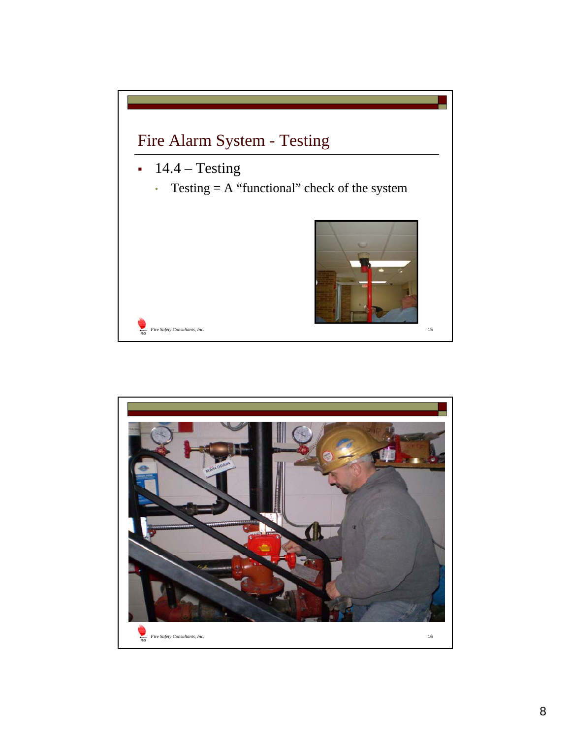## Fire Alarm System - Testing

- 14.4 – Testing
  - Testing = A "functional" check of the system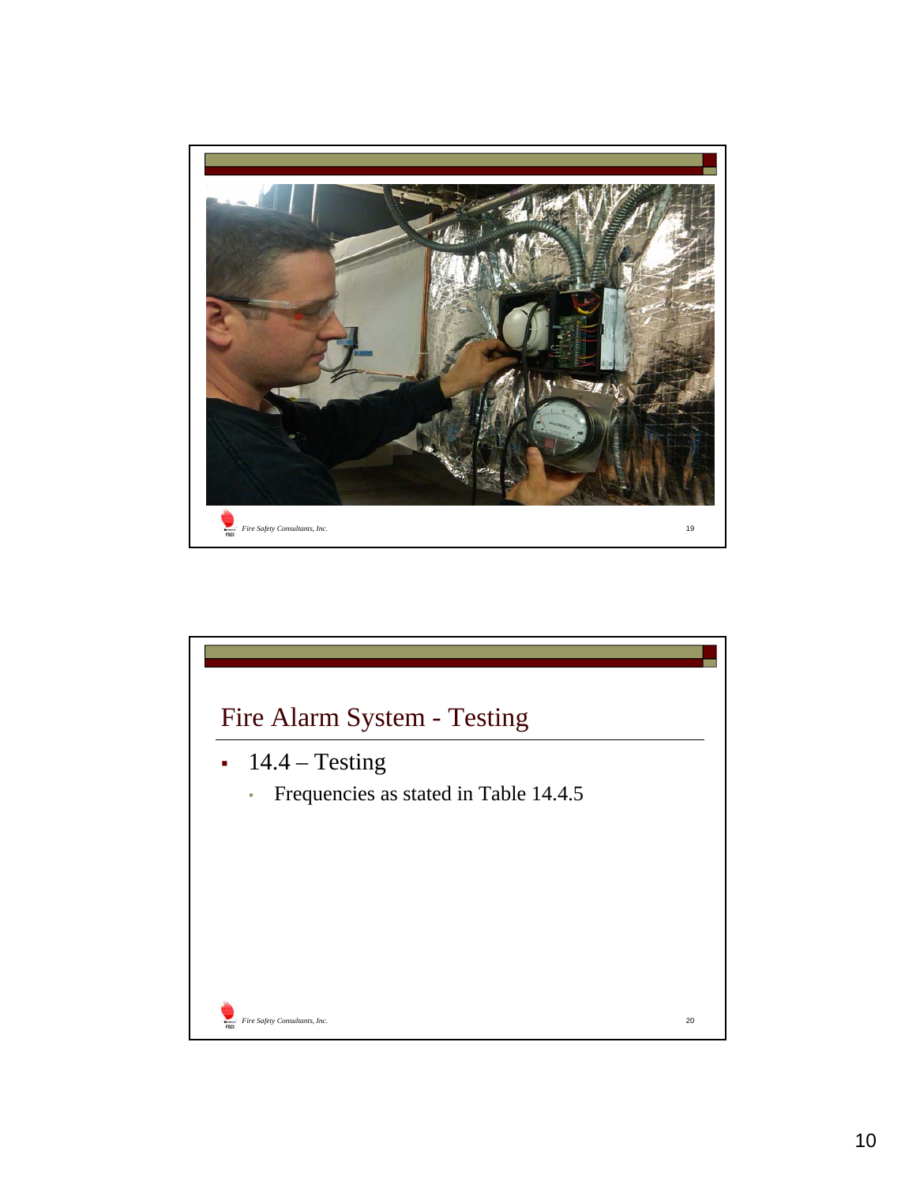## Fire Alarm System - Testing

- 14.4 – Testing
  - Frequencies as stated in Table 14.4.5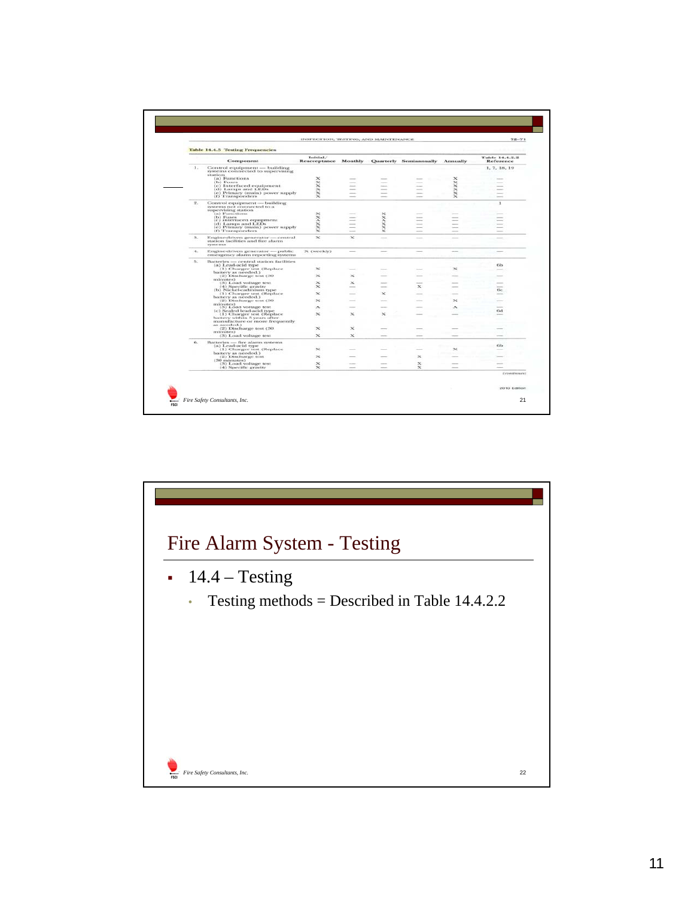INSPECTION, TESTING, AND MAINTENANCE 72–71

**Table 14.4.5 Testing Frequencies**

| Component | Initial/ Reacceptance | Monthly | Quarterly | Semiannually | Annually | Table 14.4.2.2 Reference |
|---|---|---|---|---|---|---|
| 1. Control equipment — building systems connected to supervising station | | | | | | 1, 7, 18, 19 |
| (a) Functions | X | — | — | — | X | — |
| (b) Fuses | X | — | — | — | X | — |
| (c) Interfaced equipment | X | — | — | — | X | — |
| (d) Lamps and LEDs | X | — | — | — | X | — |
| (e) Primary (main) power supply | X | — | — | — | X | — |
| (f) Transponders | X | — | — | — | X | — |
| 2. Control equipment — building systems not connected to a supervising station | | | | | | 1 |
| (a) Functions | X | — | X | — | — | — |
| (b) Fuses | X | — | X | — | — | — |
| (c) Interfaced equipment | X | — | X | — | — | — |
| (d) Lamps and LEDs | X | — | X | — | — | — |
| (e) Primary (main) power supply | X | — | X | — | — | — |
| (f) Transponders | X | — | X | — | — | — |
| 3. Engine-driven generator — central station facilities and fire alarm systems | X | X | — | — | — | — |
| 4. Engine-driven generator — public emergency alarm reporting systems | X (weekly) | — | — | — | — | — |
| 5. Batteries — central station facilities | | | | | | |
| (a) Lead-acid type | | | | | | 6b |
| (1) Charger test (Replace battery as needed.) | X | — | — | — | X | — |
| (2) Discharge test (30 minutes) | X | X | — | — | — | — |
| (3) Load voltage test | X | X | — | — | — | — |
| (4) Specific gravity | X | — | — | X | — | — |
| (b) Nickel-cadmium type | | | | | | 6c |
| (1) Charger test (Replace battery as needed.) | X | — | X | — | — | — |
| (2) Discharge test (30 minutes) | X | — | — | — | X | — |
| (3) Load voltage test | X | — | — | — | X | — |
| (c) Sealed lead-acid type | | | | | | 6d |
| (1) Charger test (Replace battery within 5 years after manufacture or more frequently as needed.) | X | X | X | — | — | — |
| (2) Discharge test (30 minutes) | X | X | — | — | — | — |
| (3) Load voltage test | X | X | — | — | — | — |
| 6. Batteries — fire alarm systems | | | | | | |
| (a) Lead-acid type | | | | | | 6b |
| (1) Charger test (Replace battery as needed.) | X | — | — | — | X | — |
| (2) Discharge test (30 minutes) | X | — | — | X | — | — |
| (3) Load voltage test | X | — | — | X | — | — |
| (4) Specific gravity | X | — | — | X | — | — |

(continues)

2010 Edition

# Fire Alarm System - Testing

- 14.4 – Testing
  - Testing methods = Described in Table 14.4.2.2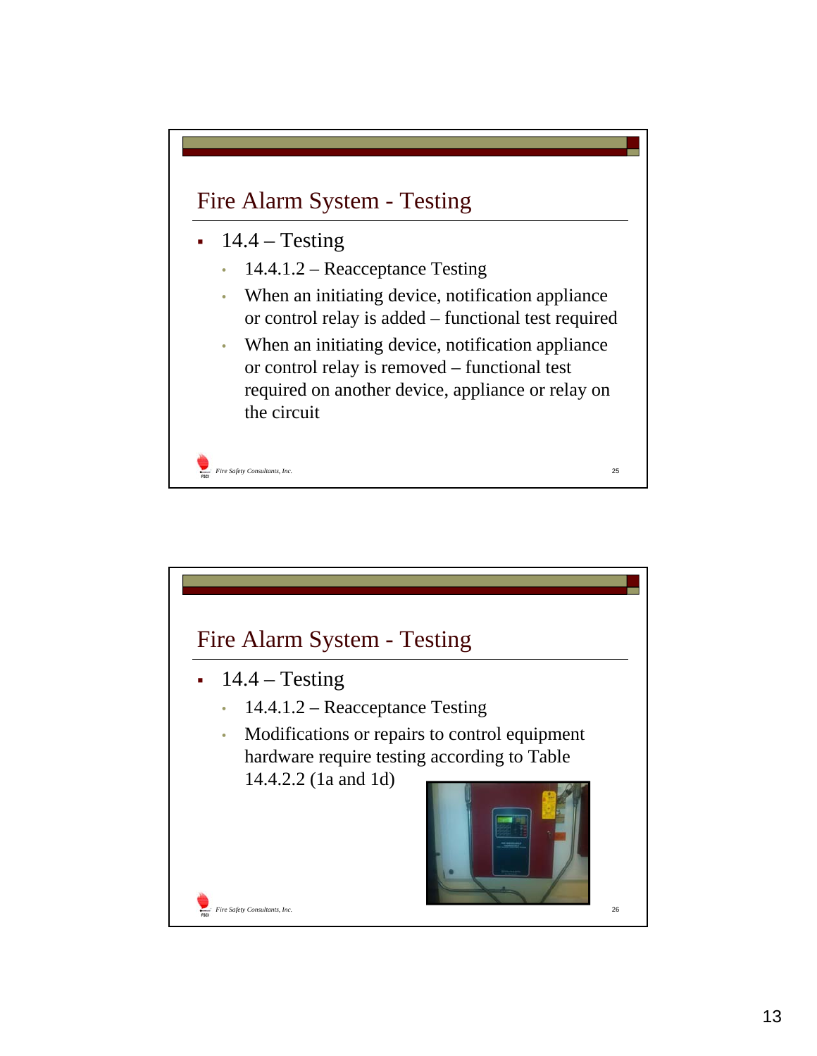## Fire Alarm System - Testing

- 14.4 – Testing
  - 14.4.1.2 – Reacceptance Testing
  - When an initiating device, notification appliance or control relay is added – functional test required
  - When an initiating device, notification appliance or control relay is removed – functional test required on another device, appliance or relay on the circuit

*Fire Safety Consultants, Inc.*

## Fire Alarm System - Testing

- 14.4 – Testing
  - 14.4.1.2 – Reacceptance Testing
  - Modifications or repairs to control equipment hardware require testing according to Table 14.4.2.2 (1a and 1d)

*Fire Safety Consultants, Inc.*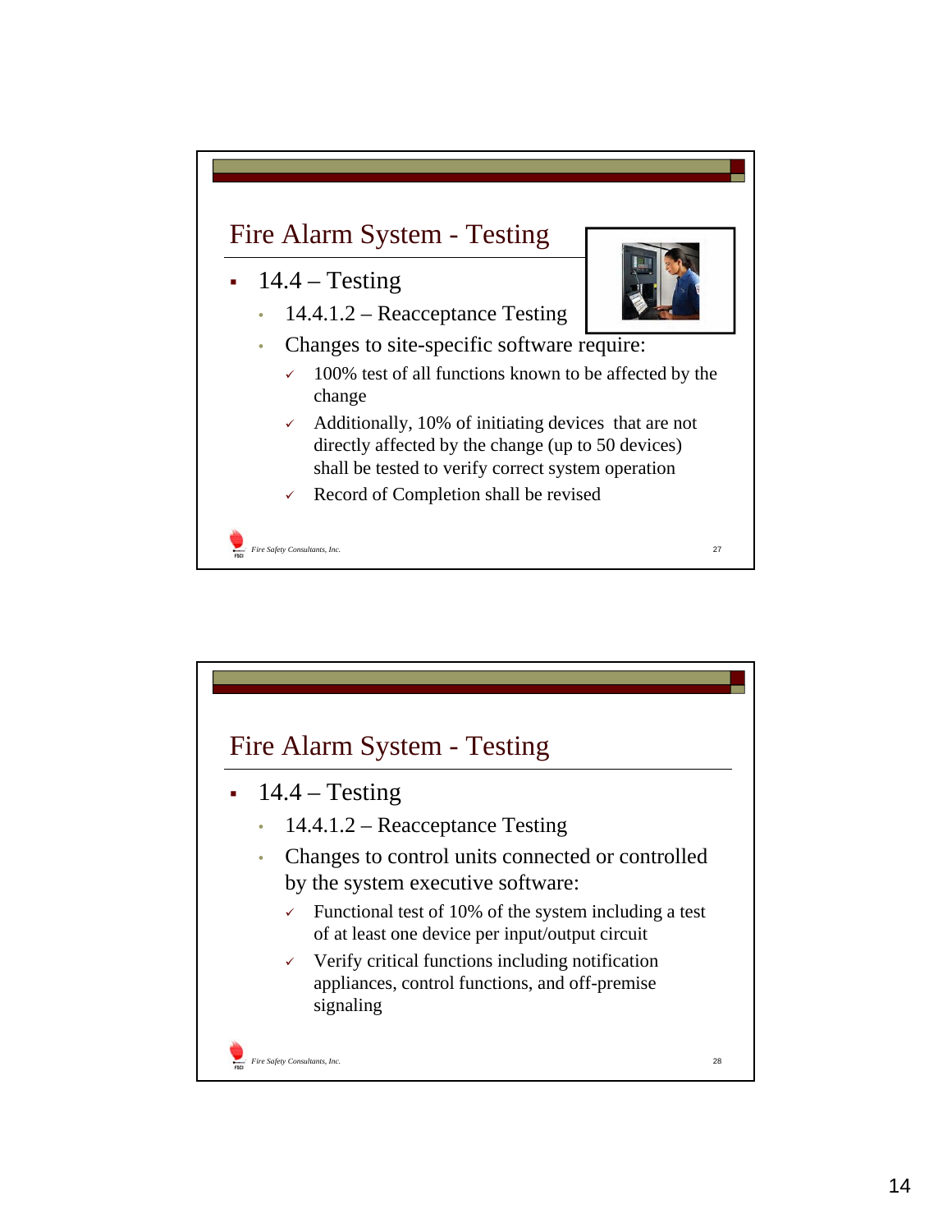## Fire Alarm System - Testing

- 14.4 – Testing
  - 14.4.1.2 – Reacceptance Testing
  - Changes to site-specific software require:
    - ✓ 100% test of all functions known to be affected by the change
    - ✓ Additionally, 10% of initiating devices that are not directly affected by the change (up to 50 devices) shall be tested to verify correct system operation
    - ✓ Record of Completion shall be revised

## Fire Alarm System - Testing

- 14.4 – Testing
  - 14.4.1.2 – Reacceptance Testing
  - Changes to control units connected or controlled by the system executive software:
    - ✓ Functional test of 10% of the system including a test of at least one device per input/output circuit
    - ✓ Verify critical functions including notification appliances, control functions, and off-premise signaling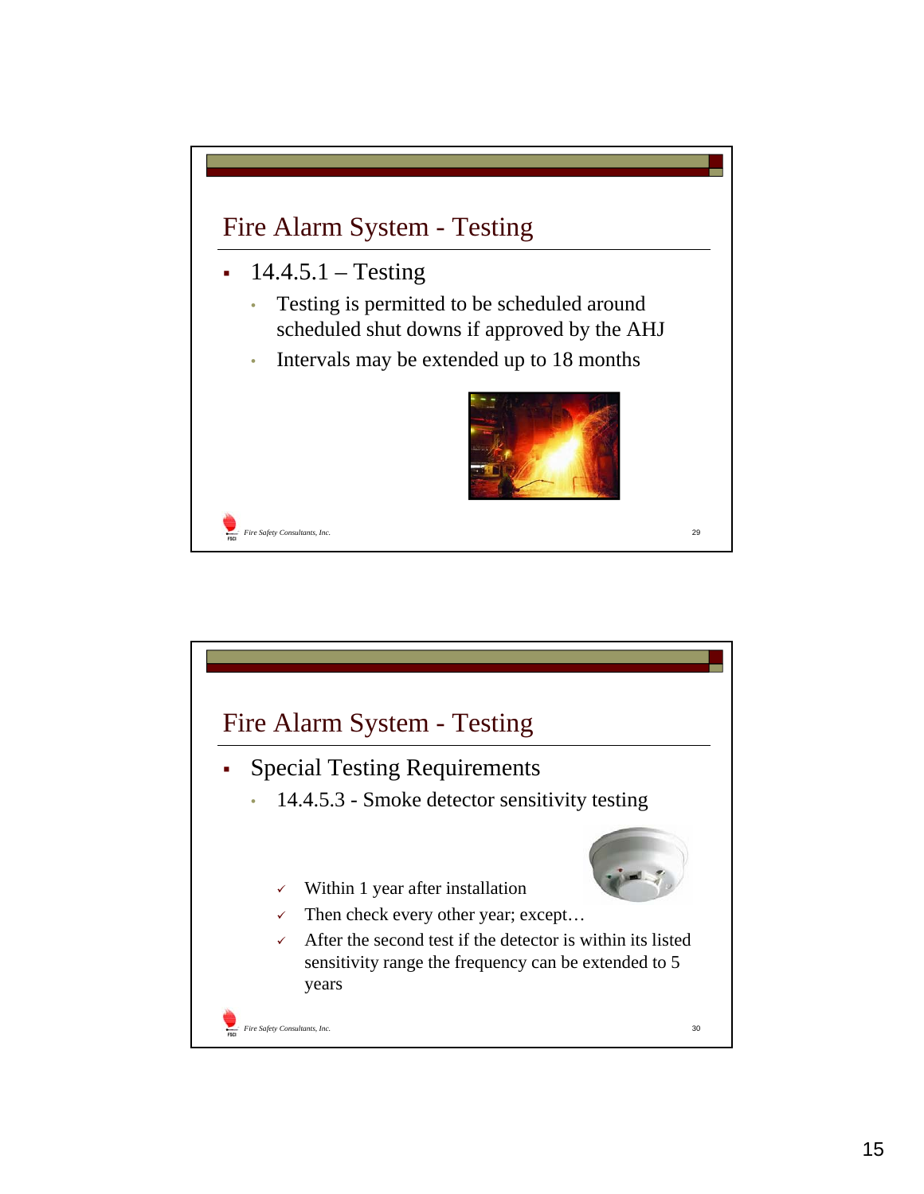## Fire Alarm System - Testing

- 14.4.5.1 – Testing
  - Testing is permitted to be scheduled around scheduled shut downs if approved by the AHJ
  - Intervals may be extended up to 18 months

*Fire Safety Consultants, Inc.*

## Fire Alarm System - Testing

- Special Testing Requirements
  - 14.4.5.3 - Smoke detector sensitivity testing
    - ✓ Within 1 year after installation
    - ✓ Then check every other year; except…
    - ✓ After the second test if the detector is within its listed sensitivity range the frequency can be extended to 5 years

*Fire Safety Consultants, Inc.*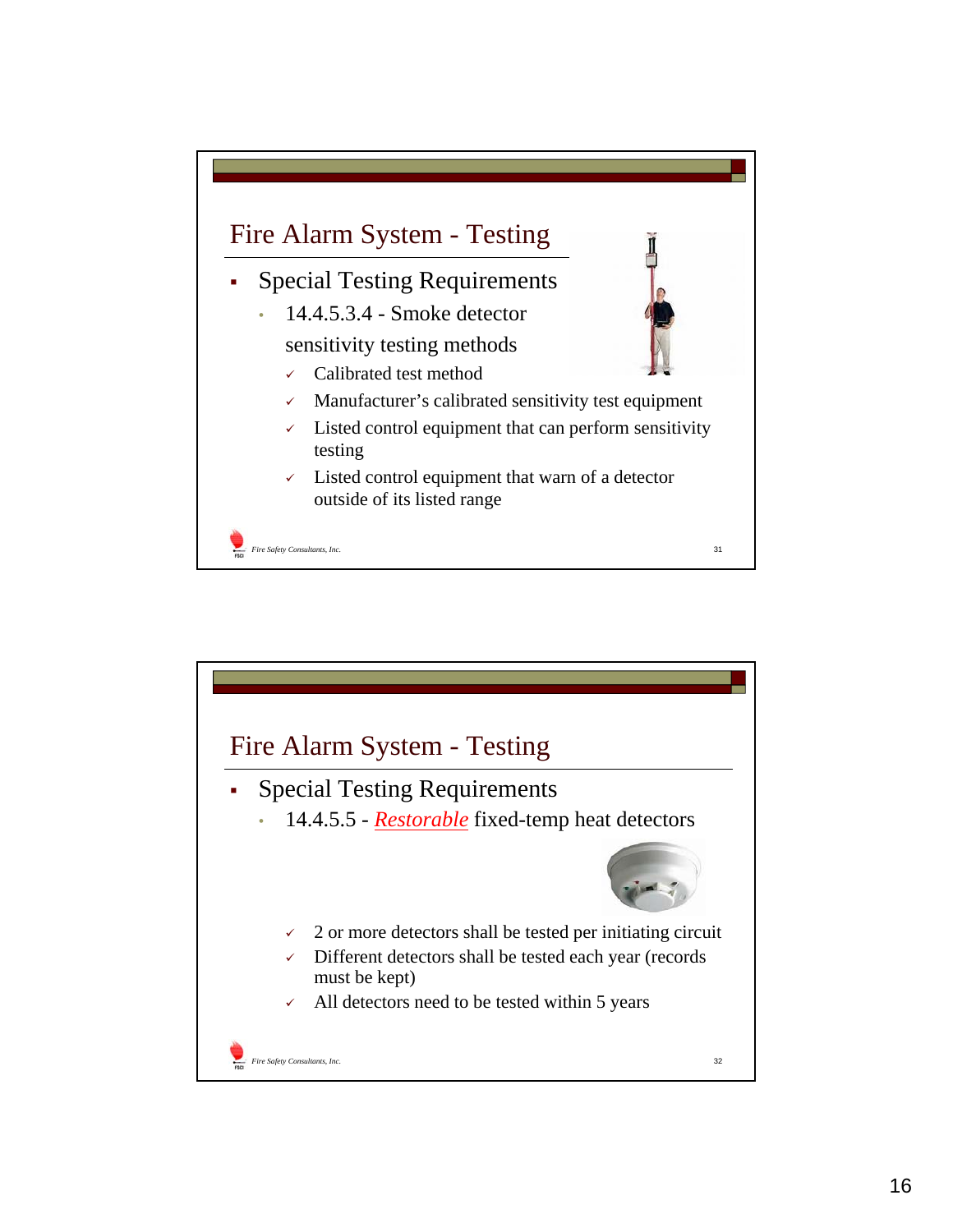## Fire Alarm System - Testing

- Special Testing Requirements
  - 14.4.5.3.4 - Smoke detector sensitivity testing methods
    - ✓ Calibrated test method
    - ✓ Manufacturer's calibrated sensitivity test equipment
    - ✓ Listed control equipment that can perform sensitivity testing
    - ✓ Listed control equipment that warn of a detector outside of its listed range

## Fire Alarm System - Testing

- Special Testing Requirements
  - 14.4.5.5 - *Restorable* fixed-temp heat detectors
    - ✓ 2 or more detectors shall be tested per initiating circuit
    - ✓ Different detectors shall be tested each year (records must be kept)
    - ✓ All detectors need to be tested within 5 years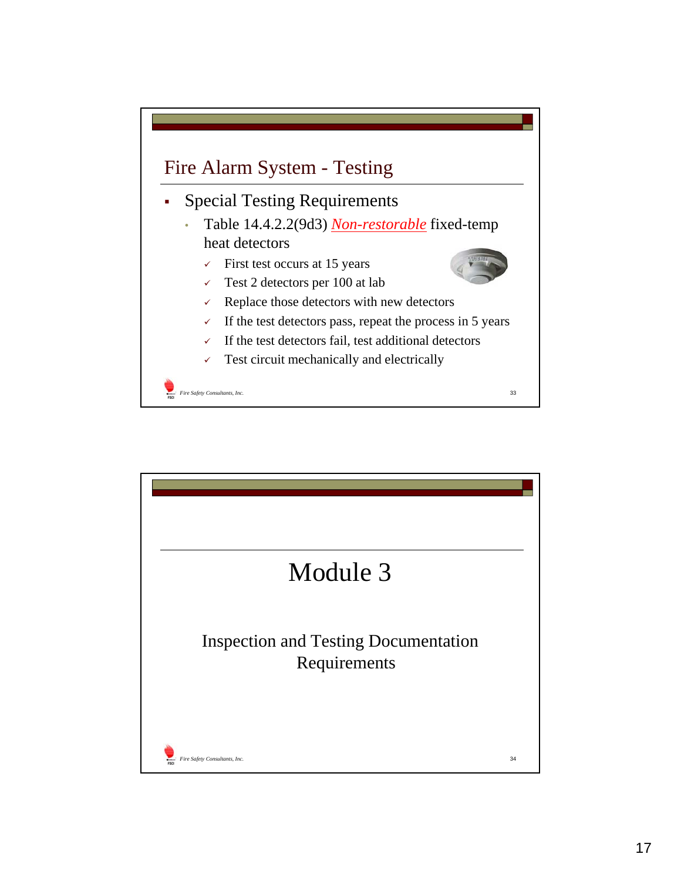## Fire Alarm System - Testing

- Special Testing Requirements
  - Table 14.4.2.2(9d3) *Non-restorable* fixed-temp heat detectors
    - ✓ First test occurs at 15 years
    - ✓ Test 2 detectors per 100 at lab
    - ✓ Replace those detectors with new detectors
    - ✓ If the test detectors pass, repeat the process in 5 years
    - ✓ If the test detectors fail, test additional detectors
    - ✓ Test circuit mechanically and electrically

Fire Safety Consultants, Inc.

---

# Module 3

Inspection and Testing Documentation Requirements

Fire Safety Consultants, Inc.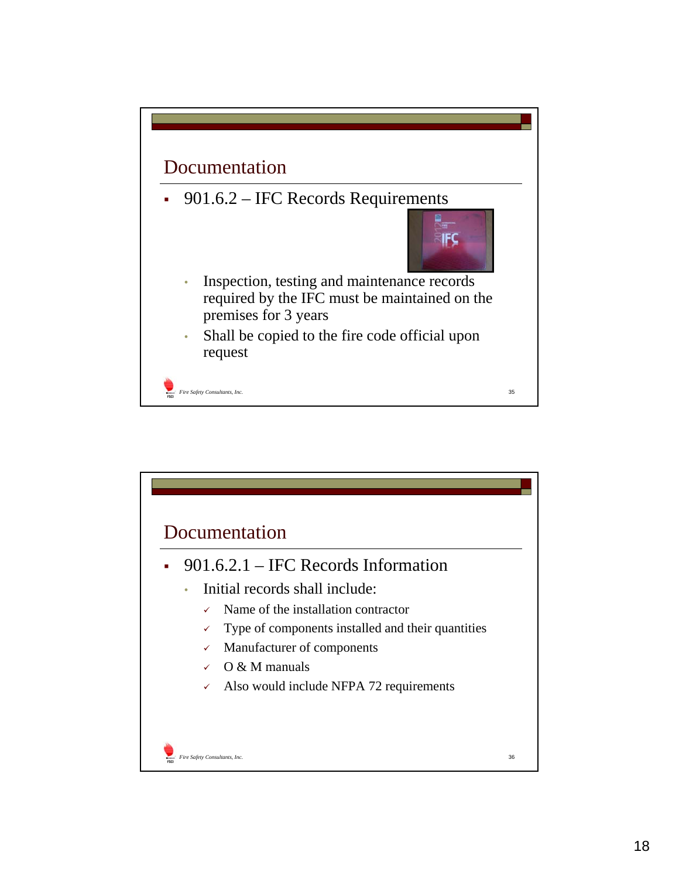## Documentation

- 901.6.2 – IFC Records Requirements
  - Inspection, testing and maintenance records required by the IFC must be maintained on the premises for 3 years
  - Shall be copied to the fire code official upon request

## Documentation

- 901.6.2.1 – IFC Records Information
  - Initial records shall include:
    - ✓ Name of the installation contractor
    - ✓ Type of components installed and their quantities
    - ✓ Manufacturer of components
    - ✓ O & M manuals
    - ✓ Also would include NFPA 72 requirements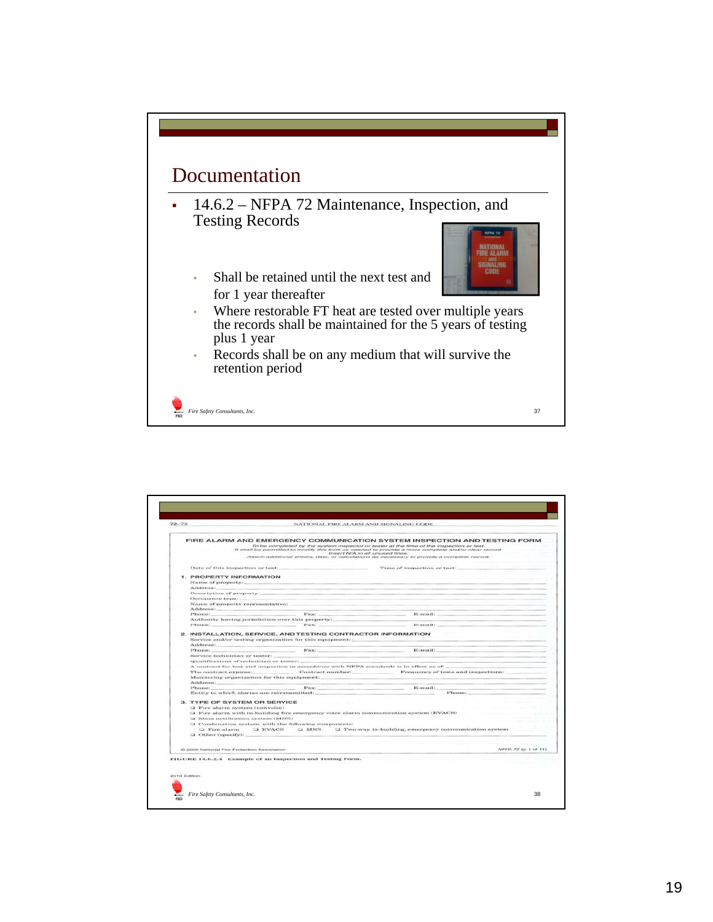## Documentation

- 14.6.2 – NFPA 72 Maintenance, Inspection, and Testing Records
  - Shall be retained until the next test and for 1 year thereafter
  - Where restorable FT heat are tested over multiple years the records shall be maintained for the 5 years of testing plus 1 year
  - Records shall be on any medium that will survive the retention period

Fire Safety Consultants, Inc.

---

72–78 NATIONAL FIRE ALARM AND SIGNALING CODE

**FIRE ALARM AND EMERGENCY COMMUNICATION SYSTEM INSPECTION AND TESTING FORM**

*To be completed by the system inspector or tester at the time of the inspection or test. It shall be permitted to modify this form as needed to provide a more complete and/or clear record. Insert N/A in all unused lines. Attach additional sheets, data, or calculations as necessary to provide a complete record.*

Date of this inspection or test: ______ Time of inspection or test: ______

**1. PROPERTY INFORMATION**

Name of property: ______
Address: ______
Description of property: ______
Occupancy type: ______
Name of property representative: ______
Address: ______
Phone: ______ Fax: ______ E-mail: ______
Authority having jurisdiction over this property: ______
Phone: ______ Fax: ______ E-mail: ______

**2. INSTALLATION, SERVICE, AND TESTING CONTRACTOR INFORMATION**

Service and/or testing organization for this equipment: ______
Address: ______
Phone: ______ Fax: ______ E-mail: ______
Service technician or tester: ______
Qualifications of technician or tester: ______
A contract for test and inspection in accordance with NFPA standards is in effect as of: ______
The contract expires: ______ Contract number: ______ Frequency of tests and inspections: ______
Monitoring organization for this equipment: ______
Address: ______
Phone: ______ Fax: ______ E-mail: ______
Entity to which alarms are retransmitted: ______ Phone: ______

**3. TYPE OF SYSTEM OR SERVICE**

- ❑ Fire alarm system (nonvoice)
- ❑ Fire alarm with in-building fire emergency voice alarm communication system (EVACS)
- ❑ Mass notification system (MNS)
- ❑ Combination system, with the following components:
  - ❑ Fire alarm ❑ EVACS ❑ MNS ❑ Two-way, in-building, emergency communication system
- ❑ Other (specify): ______

© 2009 National Fire Protection Association NFPA 72 (p. 1 of 11)

**FIGURE 14.6.2.4** Example of an Inspection and Testing Form.

2010 Edition

Fire Safety Consultants, Inc.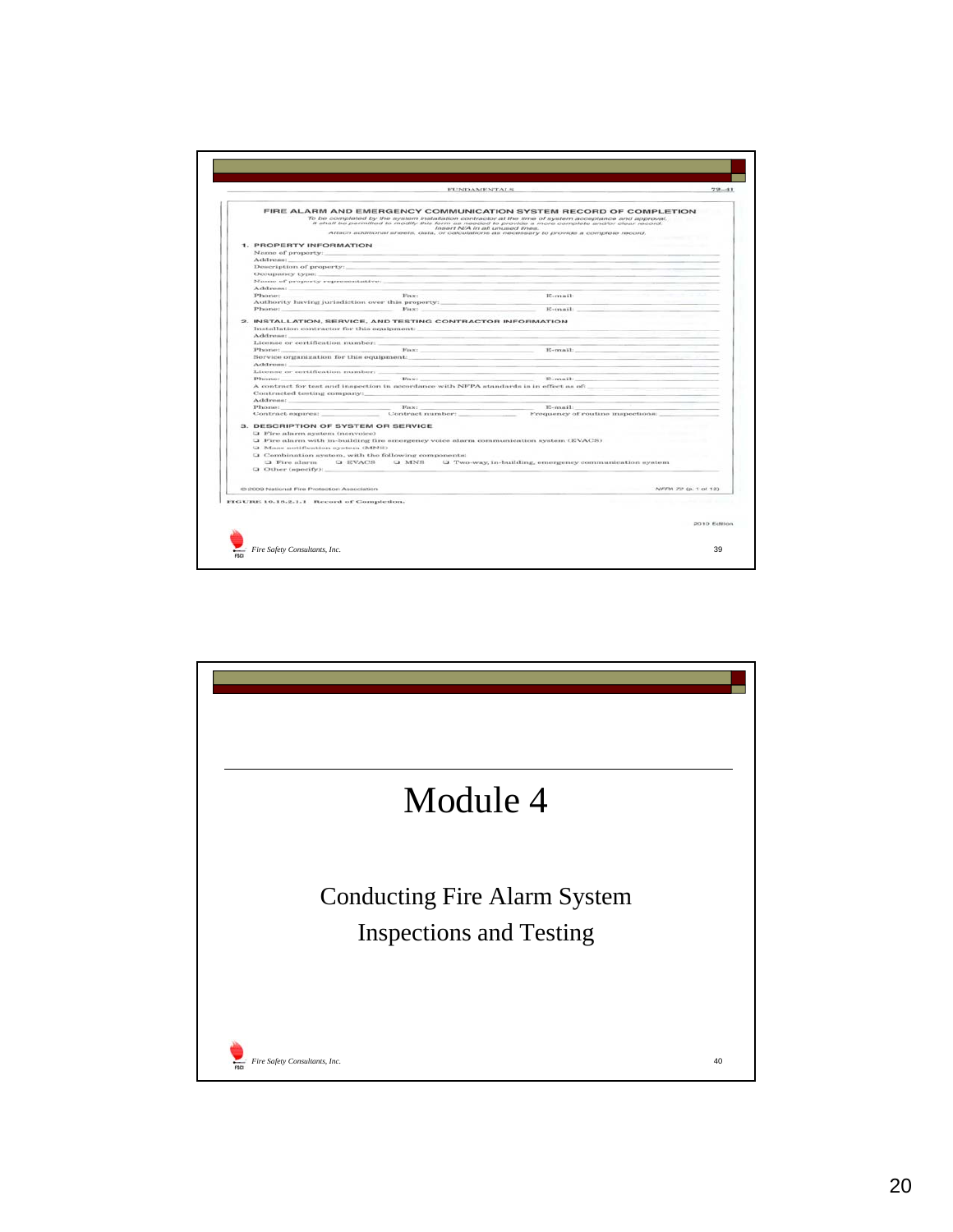FUNDAMENTALS

## FIRE ALARM AND EMERGENCY COMMUNICATION SYSTEM RECORD OF COMPLETION

*To be completed by the system installation contractor at the time of system acceptance and approval.*
*It shall be permitted to modify this form as needed to provide a more complete and/or clear record.*
*Insert N/A in all unused lines.*
*Attach additional sheets, data, or calculations as necessary to provide a complete record.*

### 1. PROPERTY INFORMATION

Name of property:
Address:
Description of property:
Occupancy type:
Name of property representative:
Address:
Phone: Fax: E-mail:
Authority having jurisdiction over this property:
Phone: Fax: E-mail:

### 2. INSTALLATION, SERVICE, AND TESTING CONTRACTOR INFORMATION

Installation contractor for this equipment:
Address:
License or certification number:
Phone: Fax: E-mail:
Service organization for this equipment:
Address:
License or certification number:
Phone: Fax: E-mail:
A contract for test and inspection in accordance with NFPA standards is in effect as of:
Contracted testing company:
Address:
Phone: Fax: E-mail:
Contract expires: Contract number: Frequency of routine inspections:

### 3. DESCRIPTION OF SYSTEM OR SERVICE

- ❑ Fire alarm system (nonvoice)
- ❑ Fire alarm with in-building fire emergency voice alarm communication system (EVACS)
- ❑ Mass notification system (MNS)
- ❑ Combination system, with the following components:
  - ❑ Fire alarm ❑ EVACS ❑ MNS ❑ Two-way, in-building, emergency communication system
- ❑ Other (specify):

© 2009 National Fire Protection Association — NFPA 72 (p. 1 of 12)

FIGURE 10.18.2.1.1 Record of Completion.

2010 Edition

# Module 4

## Conducting Fire Alarm System Inspections and Testing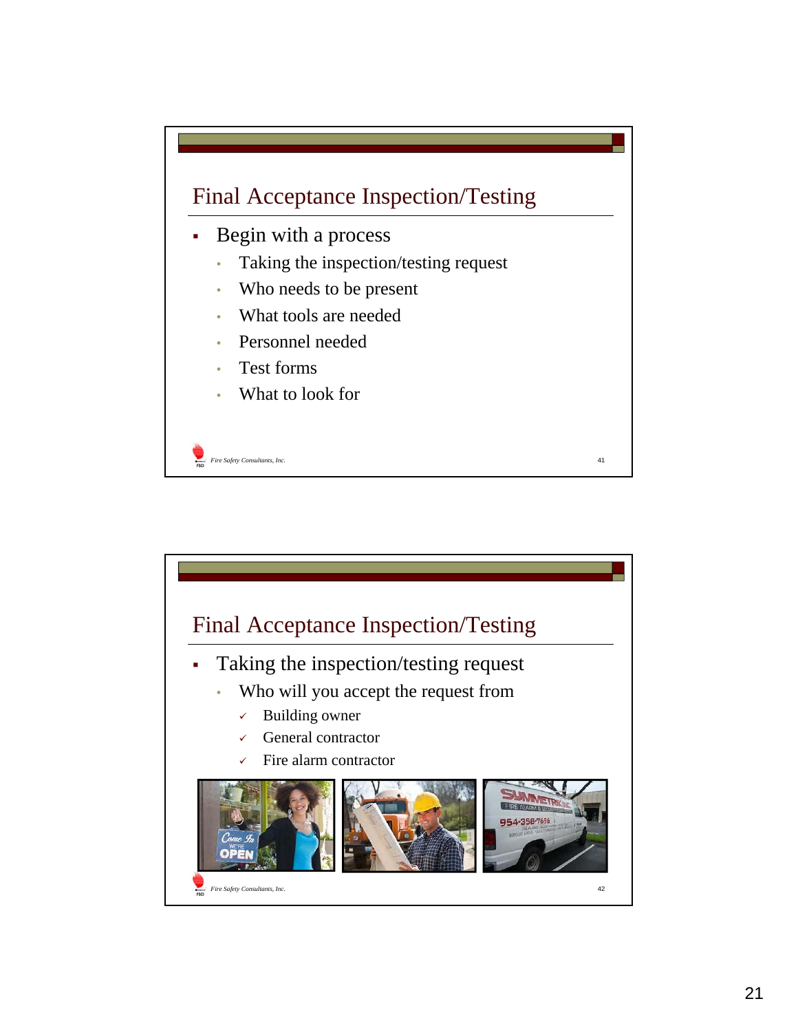## Final Acceptance Inspection/Testing

- Begin with a process
  - Taking the inspection/testing request
  - Who needs to be present
  - What tools are needed
  - Personnel needed
  - Test forms
  - What to look for

## Final Acceptance Inspection/Testing

- Taking the inspection/testing request
  - Who will you accept the request from
    - ✓ Building owner
    - ✓ General contractor
    - ✓ Fire alarm contractor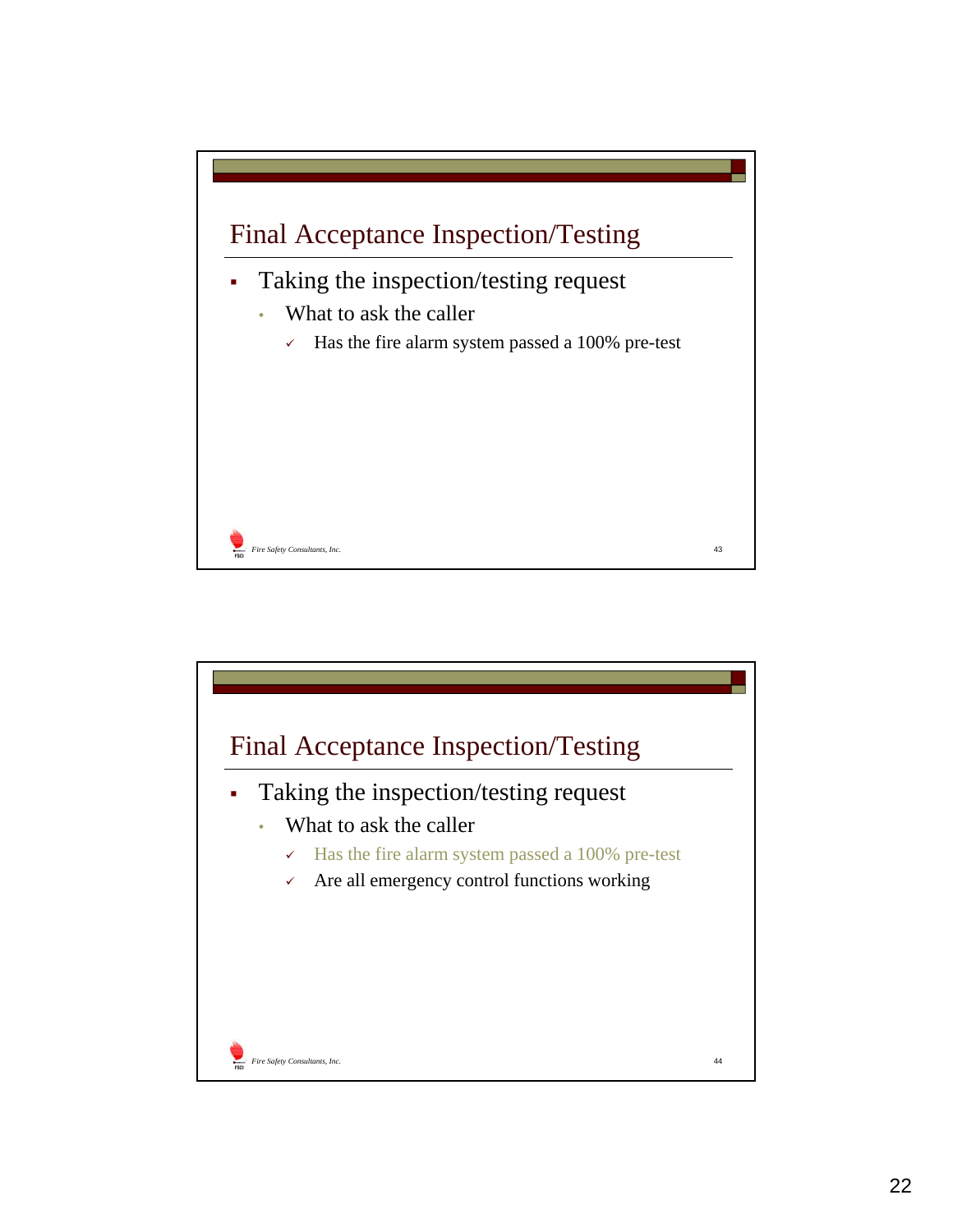## Final Acceptance Inspection/Testing

- Taking the inspection/testing request
  - What to ask the caller
    - ✓ Has the fire alarm system passed a 100% pre-test

## Final Acceptance Inspection/Testing

- Taking the inspection/testing request
  - What to ask the caller
    - ✓ Has the fire alarm system passed a 100% pre-test
    - ✓ Are all emergency control functions working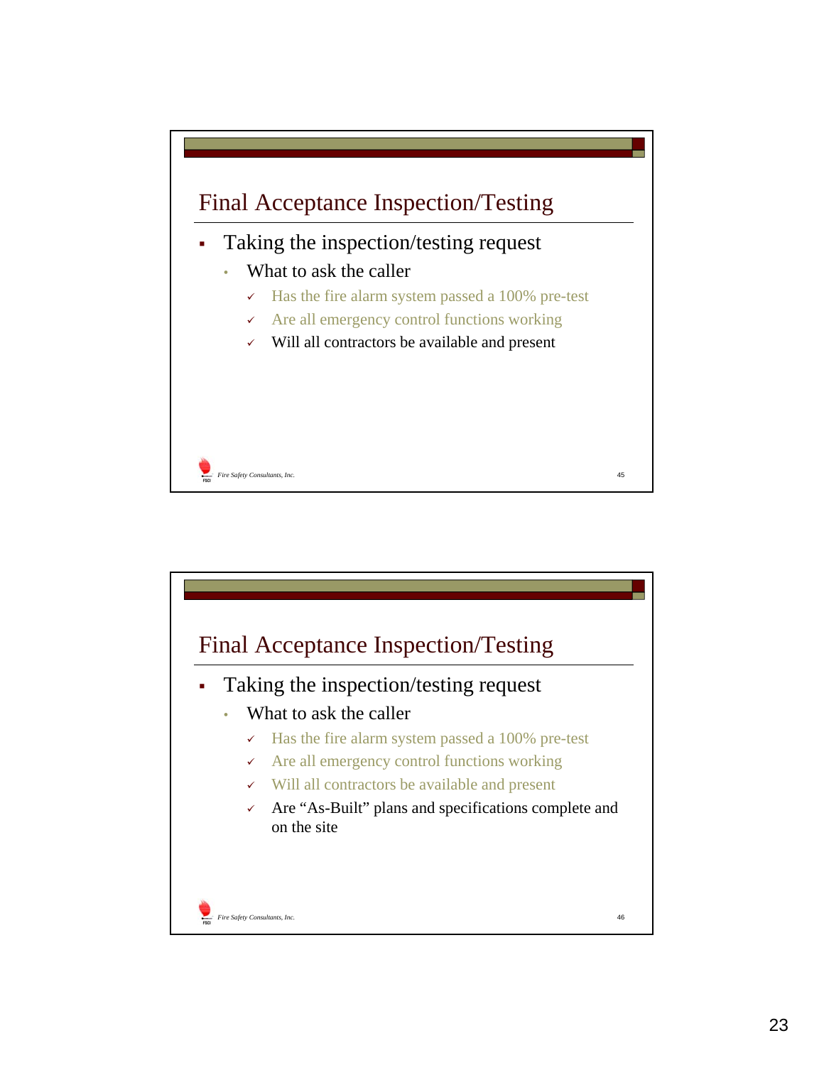## Final Acceptance Inspection/Testing

- Taking the inspection/testing request
  - What to ask the caller
    - ✓ Has the fire alarm system passed a 100% pre-test
    - ✓ Are all emergency control functions working
    - ✓ Will all contractors be available and present

*Fire Safety Consultants, Inc.* 45

## Final Acceptance Inspection/Testing

- Taking the inspection/testing request
  - What to ask the caller
    - ✓ Has the fire alarm system passed a 100% pre-test
    - ✓ Are all emergency control functions working
    - ✓ Will all contractors be available and present
    - ✓ Are "As-Built" plans and specifications complete and on the site

*Fire Safety Consultants, Inc.* 46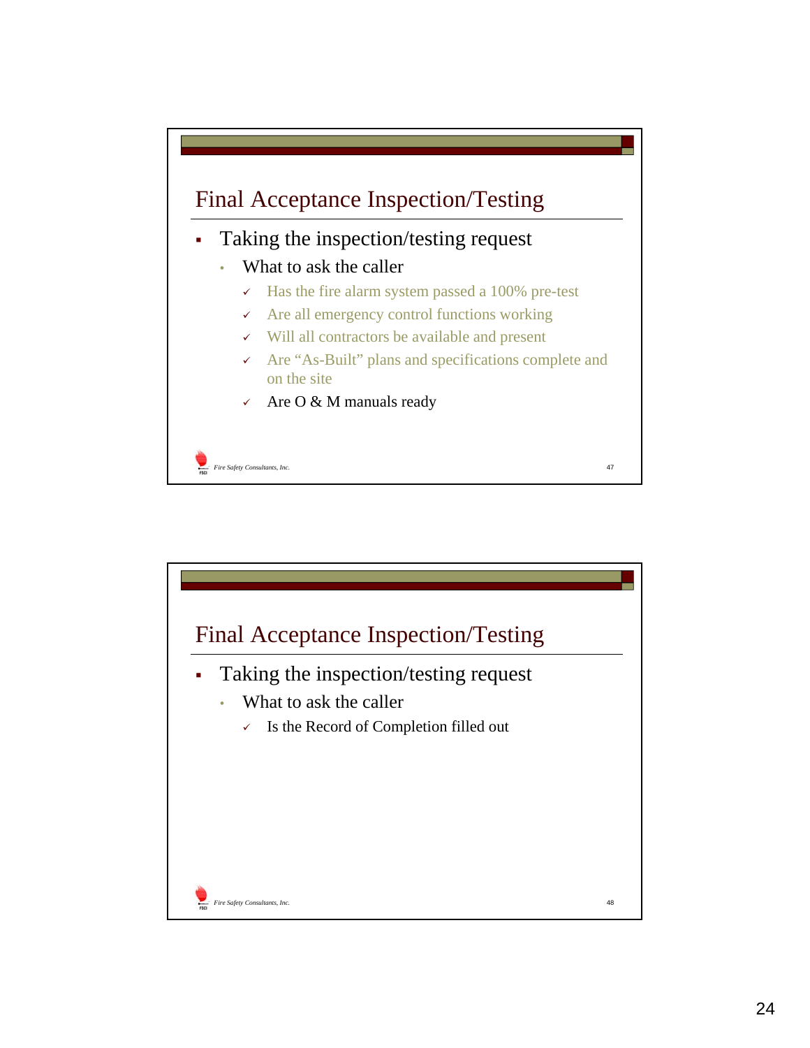## Final Acceptance Inspection/Testing

- Taking the inspection/testing request
  - What to ask the caller
    - ✓ Has the fire alarm system passed a 100% pre-test
    - ✓ Are all emergency control functions working
    - ✓ Will all contractors be available and present
    - ✓ Are "As-Built" plans and specifications complete and on the site
    - ✓ Are O & M manuals ready

*Fire Safety Consultants, Inc.* 47

## Final Acceptance Inspection/Testing

- Taking the inspection/testing request
  - What to ask the caller
    - ✓ Is the Record of Completion filled out

*Fire Safety Consultants, Inc.* 48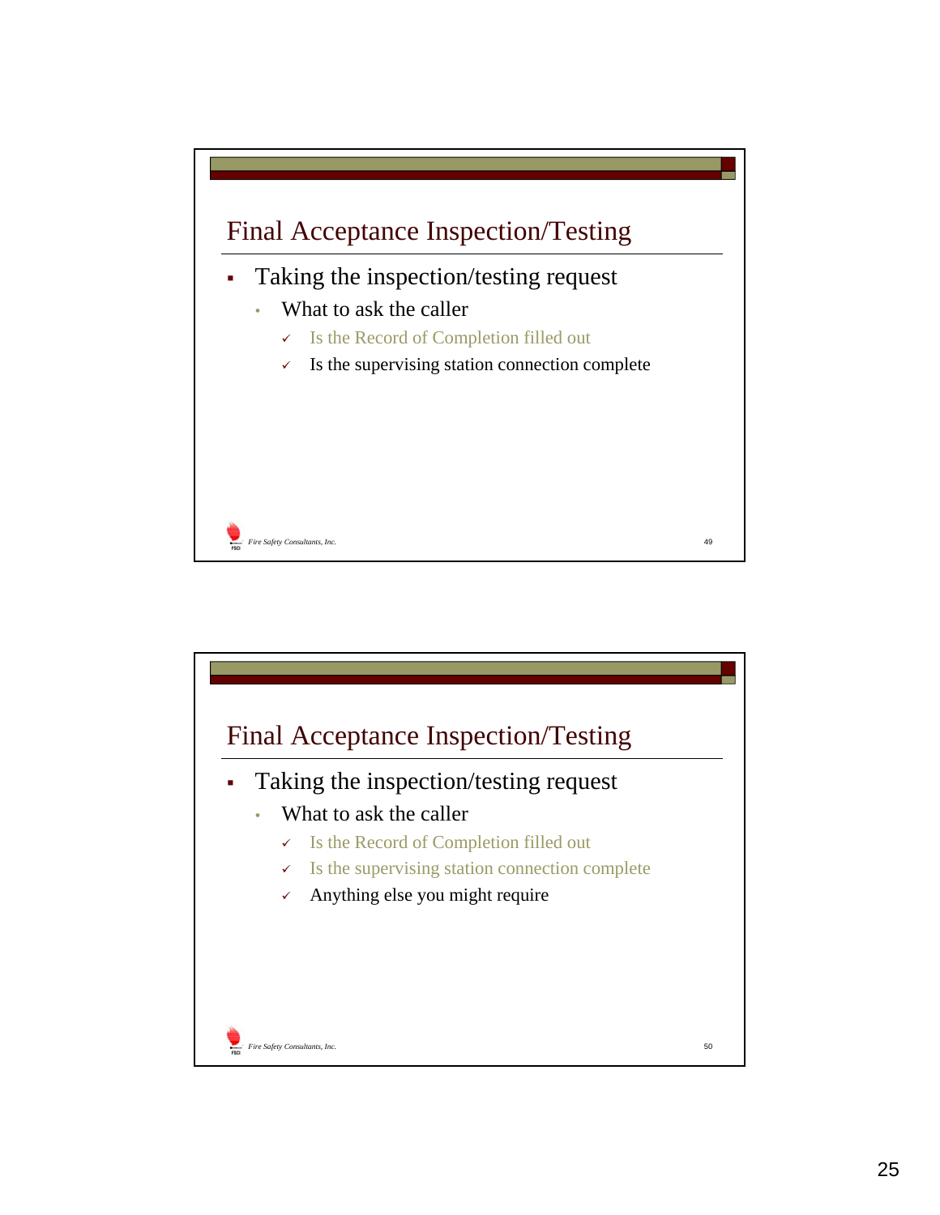## Final Acceptance Inspection/Testing

- Taking the inspection/testing request
  - What to ask the caller
    - ✓ Is the Record of Completion filled out
    - ✓ Is the supervising station connection complete

*Fire Safety Consultants, Inc.*

49

## Final Acceptance Inspection/Testing

- Taking the inspection/testing request
  - What to ask the caller
    - ✓ Is the Record of Completion filled out
    - ✓ Is the supervising station connection complete
    - ✓ Anything else you might require

*Fire Safety Consultants, Inc.*

50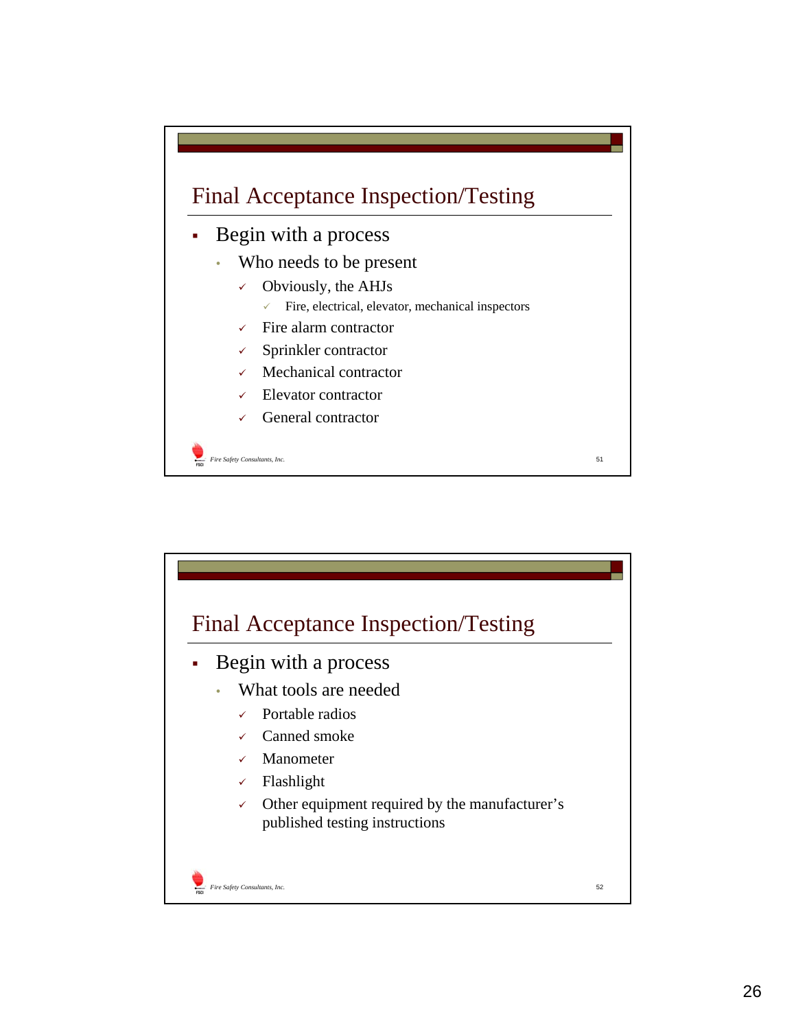## Final Acceptance Inspection/Testing

- Begin with a process
  - Who needs to be present
    - ✓ Obviously, the AHJs
      - ✓ Fire, electrical, elevator, mechanical inspectors
    - ✓ Fire alarm contractor
    - ✓ Sprinkler contractor
    - ✓ Mechanical contractor
    - ✓ Elevator contractor
    - ✓ General contractor

*Fire Safety Consultants, Inc.* 51

## Final Acceptance Inspection/Testing

- Begin with a process
  - What tools are needed
    - ✓ Portable radios
    - ✓ Canned smoke
    - ✓ Manometer
    - ✓ Flashlight
    - ✓ Other equipment required by the manufacturer's published testing instructions

*Fire Safety Consultants, Inc.* 52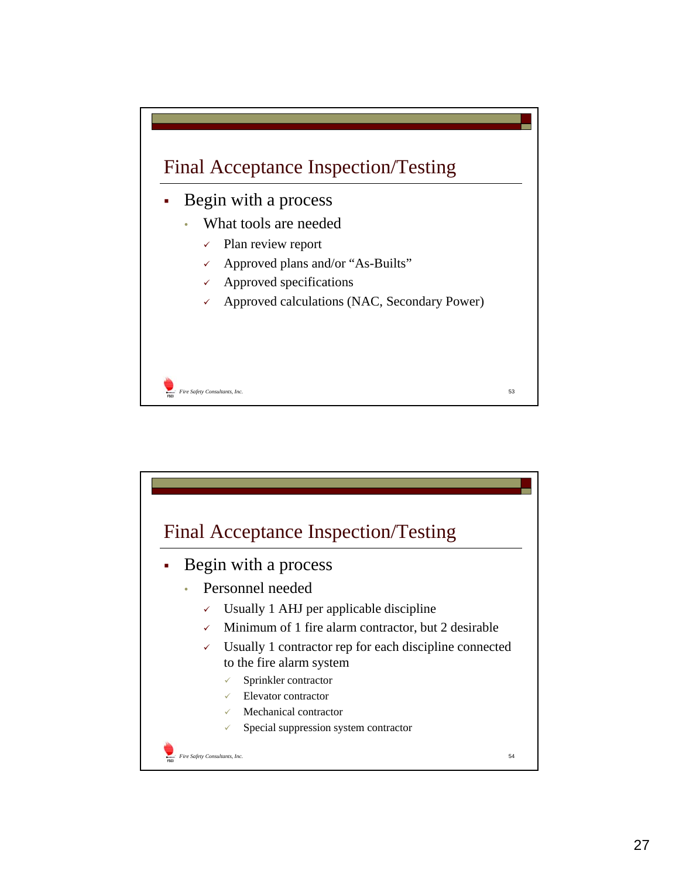## Final Acceptance Inspection/Testing

- Begin with a process
  - What tools are needed
    - ✓ Plan review report
    - ✓ Approved plans and/or "As-Builts"
    - ✓ Approved specifications
    - ✓ Approved calculations (NAC, Secondary Power)

*Fire Safety Consultants, Inc.* 53

## Final Acceptance Inspection/Testing

- Begin with a process
  - Personnel needed
    - ✓ Usually 1 AHJ per applicable discipline
    - ✓ Minimum of 1 fire alarm contractor, but 2 desirable
    - ✓ Usually 1 contractor rep for each discipline connected to the fire alarm system
      - ✓ Sprinkler contractor
      - ✓ Elevator contractor
      - ✓ Mechanical contractor
      - ✓ Special suppression system contractor

*Fire Safety Consultants, Inc.* 54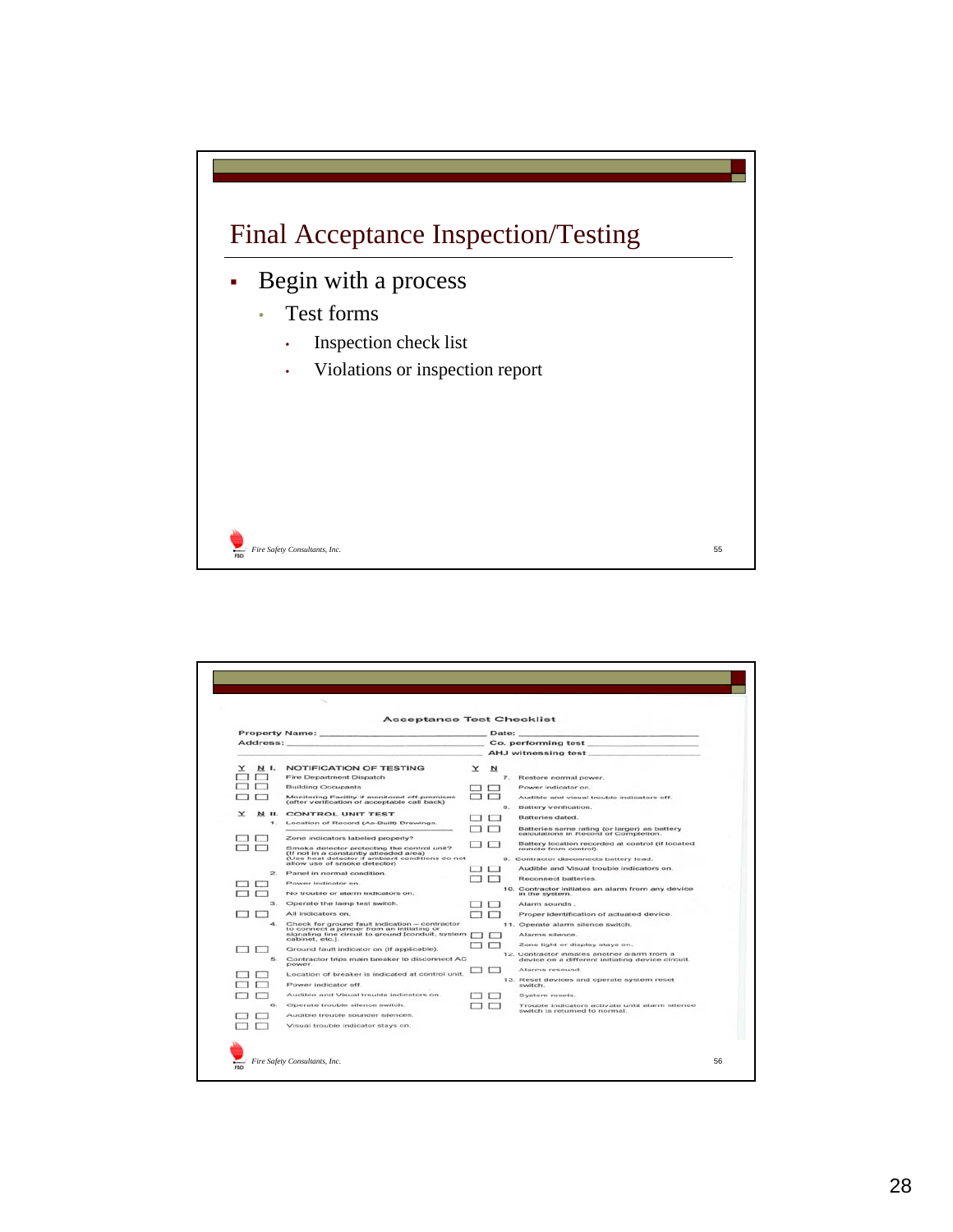## Final Acceptance Inspection/Testing

- Begin with a process
  - Test forms
    - Inspection check list
    - Violations or inspection report

Fire Safety Consultants, Inc.

### Acceptance Test Checklist

Property Name: ____________________ Date: ____________________

Address: ____________________ Co. performing test ____________________

AHJ witnessing test ____________________

| Y | N | I. NOTIFICATION OF TESTING |
|---|---|---|
| ☐ | ☐ | Fire Department Dispatch |
| ☐ | ☐ | Building Occupants |
| ☐ | ☐ | Monitoring Facility if monitored off premises (after verification of acceptable call back) |

| Y | N | II. CONTROL UNIT TEST |
|---|---|---|
| | | 1. Location of Record (As-Built) Drawings. ____________________ |
| ☐ | ☐ | Zone indicators labeled properly? |
| ☐ | ☐ | Smoke detector protecting the control unit? (If not in a constantly attended area) (Use heat detector if ambient conditions do not allow use of smoke detector) |
| | | 2. Panel in normal condition. |
| ☐ | ☐ | Power indicator on. |
| ☐ | ☐ | No trouble or alarm indicators on. |
| | | 3. Operate the lamp test switch. |
| ☐ | ☐ | All indicators on. |
| | | 4. Check for ground fault indication – contractor to connect a jumper from an initiating or signaling line circuit to ground [conduit, system cabinet, etc.]. |
| ☐ | ☐ | Ground fault indicator on (if applicable). |
| | | 5. Contractor trips main breaker to disconnect AC power. |
| ☐ | ☐ | Location of breaker is indicated at control unit. |
| ☐ | ☐ | Power indicator off. |
| ☐ | ☐ | Audible and Visual trouble indicators on. |
| | | 6. Operate trouble silence switch. |
| ☐ | ☐ | Audible trouble sounder silences. |
| ☐ | ☐ | Visual trouble indicator stays on. |
| | | 7. Restore normal power. |
| ☐ | ☐ | Power indicator on. |
| ☐ | ☐ | Audible and visual trouble indicators off. |
| | | 8. Battery verification. |
| ☐ | ☐ | Batteries dated. |
| ☐ | ☐ | Batteries same rating (or larger) as battery calculations in Record of Completion. |
| ☐ | ☐ | Battery location recorded at control (if located remote from control). |
| | | 9. Contractor disconnects battery lead. |
| ☐ | ☐ | Audible and Visual trouble indicators on. |
| ☐ | ☐ | Reconnect batteries. |
| | | 10. Contractor initiates an alarm from any device in the system. |
| ☐ | ☐ | Alarm sounds. |
| ☐ | ☐ | Proper identification of actuated device. |
| | | 11. Operate alarm silence switch. |
| ☐ | ☐ | Alarms silence. |
| ☐ | ☐ | Zone light or display stays on. |
| | | 12. Contractor initiates another alarm from a device on a different initiating device circuit. |
| ☐ | ☐ | Alarms resound. |
| | | 13. Reset devices and operate system reset switch. |
| ☐ | ☐ | System resets. |
| ☐ | ☐ | Trouble indicators activate until alarm silence switch is returned to normal. |

Fire Safety Consultants, Inc.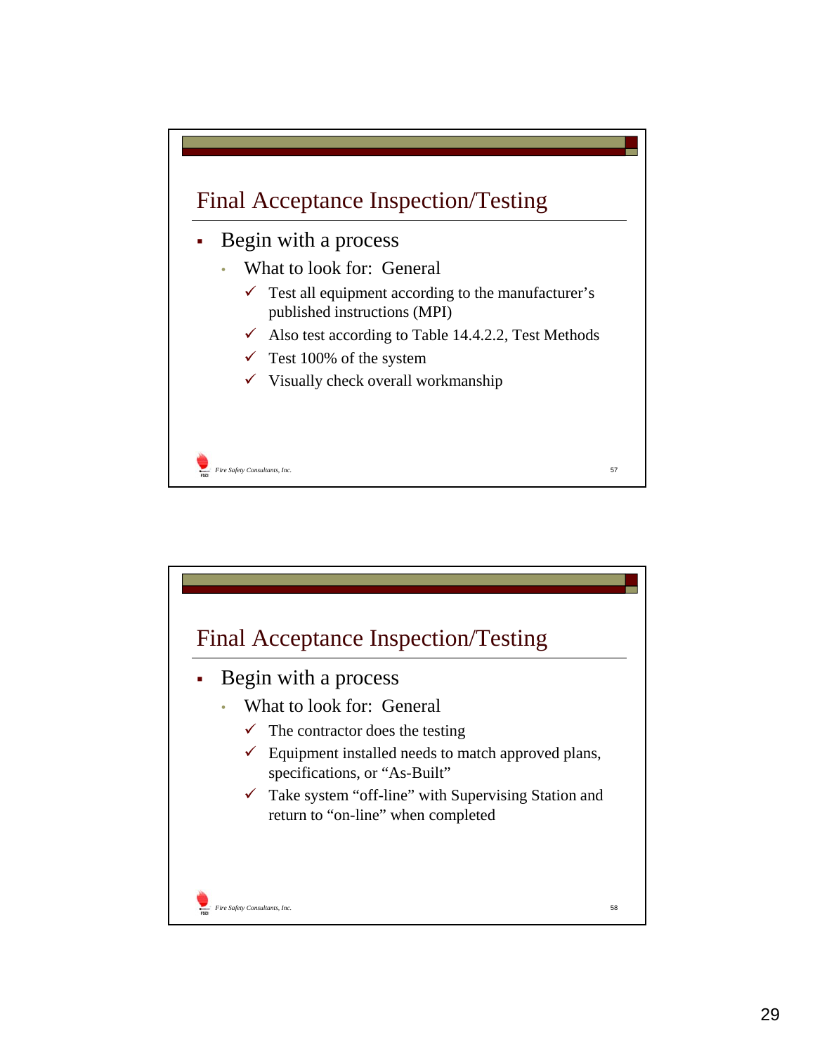## Final Acceptance Inspection/Testing

- Begin with a process
  - What to look for: General
    - ✓ Test all equipment according to the manufacturer's published instructions (MPI)
    - ✓ Also test according to Table 14.4.2.2, Test Methods
    - ✓ Test 100% of the system
    - ✓ Visually check overall workmanship

*Fire Safety Consultants, Inc.*

## Final Acceptance Inspection/Testing

- Begin with a process
  - What to look for: General
    - ✓ The contractor does the testing
    - ✓ Equipment installed needs to match approved plans, specifications, or "As-Built"
    - ✓ Take system "off-line" with Supervising Station and return to "on-line" when completed

*Fire Safety Consultants, Inc.*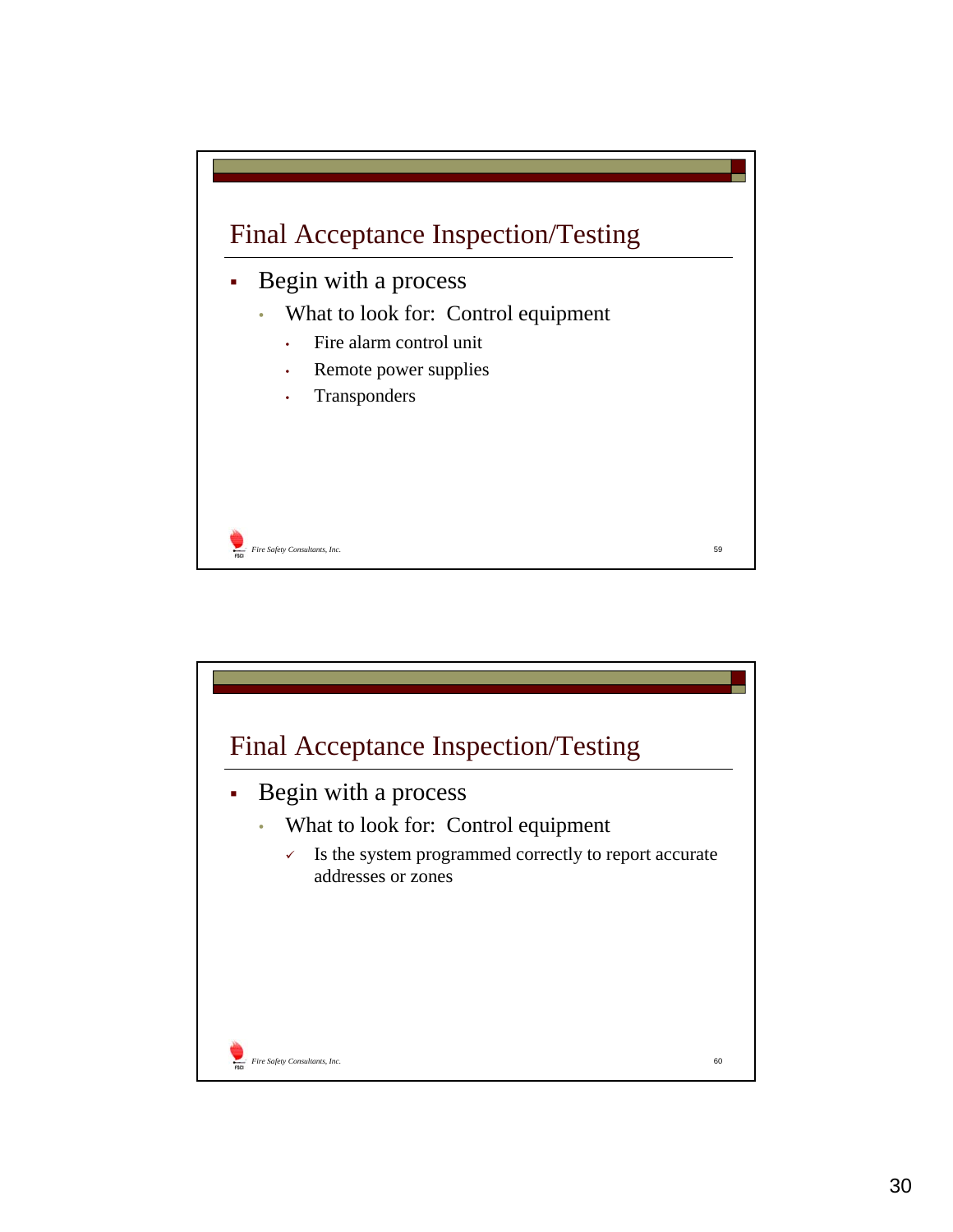## Final Acceptance Inspection/Testing

- Begin with a process
  - What to look for:  Control equipment
    - Fire alarm control unit
    - Remote power supplies
    - Transponders

Fire Safety Consultants, Inc.

## Final Acceptance Inspection/Testing

- Begin with a process
  - What to look for:  Control equipment
    - ✓ Is the system programmed correctly to report accurate addresses or zones

Fire Safety Consultants, Inc.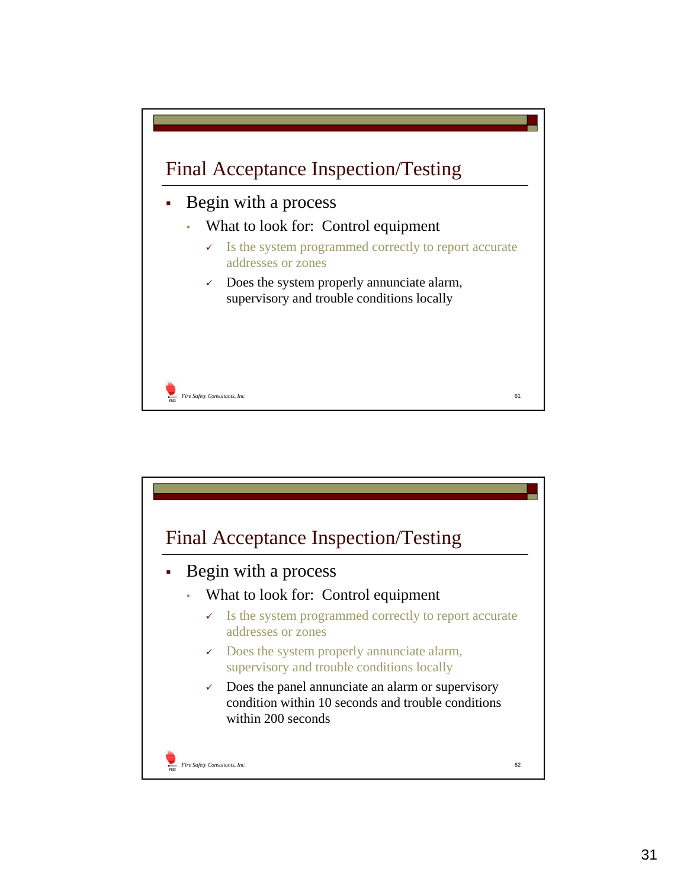## Final Acceptance Inspection/Testing

- Begin with a process
  - What to look for: Control equipment
    - ✓ Is the system programmed correctly to report accurate addresses or zones
    - ✓ Does the system properly annunciate alarm, supervisory and trouble conditions locally

*Fire Safety Consultants, Inc.* 61

## Final Acceptance Inspection/Testing

- Begin with a process
  - What to look for: Control equipment
    - ✓ Is the system programmed correctly to report accurate addresses or zones
    - ✓ Does the system properly annunciate alarm, supervisory and trouble conditions locally
    - ✓ Does the panel annunciate an alarm or supervisory condition within 10 seconds and trouble conditions within 200 seconds

*Fire Safety Consultants, Inc.* 62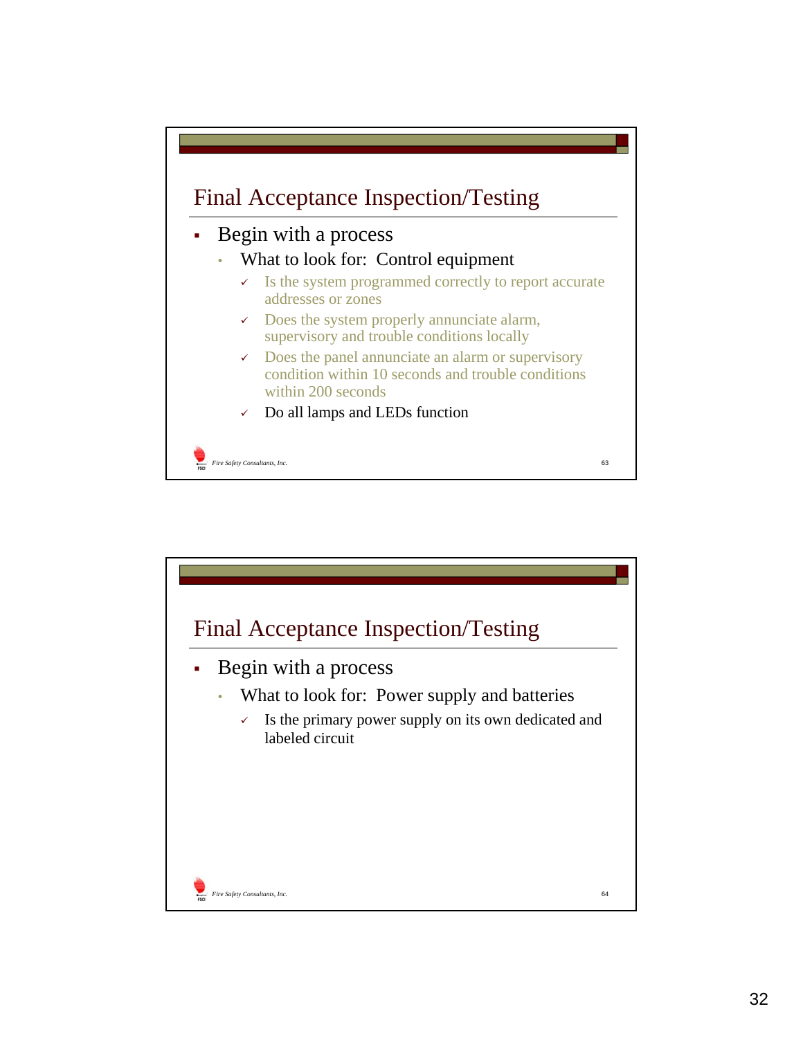## Final Acceptance Inspection/Testing

- Begin with a process
  - What to look for: Control equipment
    - ✓ Is the system programmed correctly to report accurate addresses or zones
    - ✓ Does the system properly annunciate alarm, supervisory and trouble conditions locally
    - ✓ Does the panel annunciate an alarm or supervisory condition within 10 seconds and trouble conditions within 200 seconds
    - ✓ Do all lamps and LEDs function

*Fire Safety Consultants, Inc.*

## Final Acceptance Inspection/Testing

- Begin with a process
  - What to look for: Power supply and batteries
    - ✓ Is the primary power supply on its own dedicated and labeled circuit

*Fire Safety Consultants, Inc.*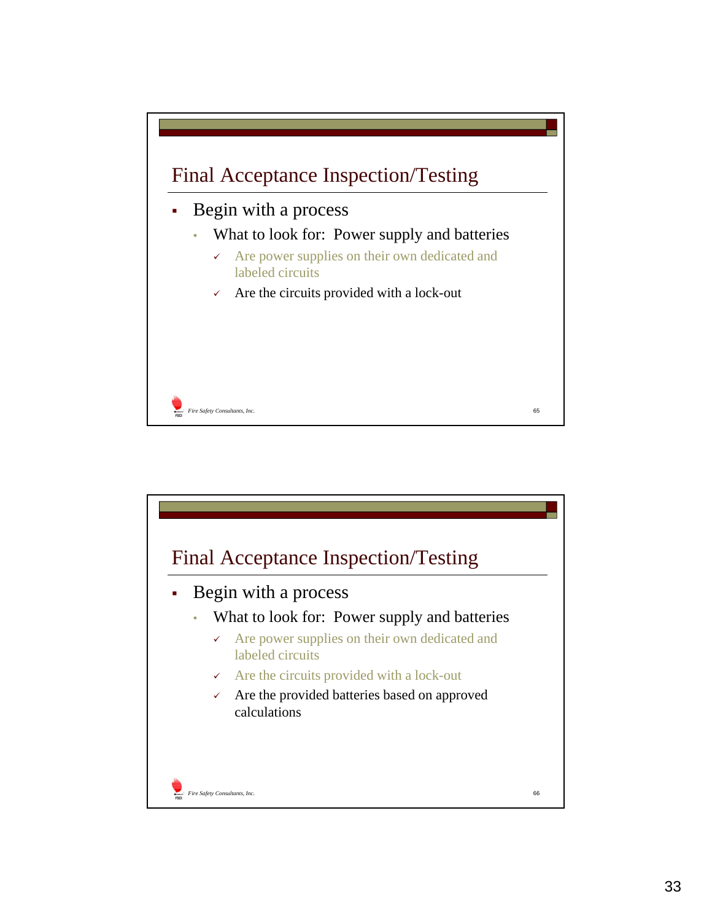## Final Acceptance Inspection/Testing

- Begin with a process
  - What to look for: Power supply and batteries
    - ✓ Are power supplies on their own dedicated and labeled circuits
    - ✓ Are the circuits provided with a lock-out

*Fire Safety Consultants, Inc.*

## Final Acceptance Inspection/Testing

- Begin with a process
  - What to look for: Power supply and batteries
    - ✓ Are power supplies on their own dedicated and labeled circuits
    - ✓ Are the circuits provided with a lock-out
    - ✓ Are the provided batteries based on approved calculations

*Fire Safety Consultants, Inc.*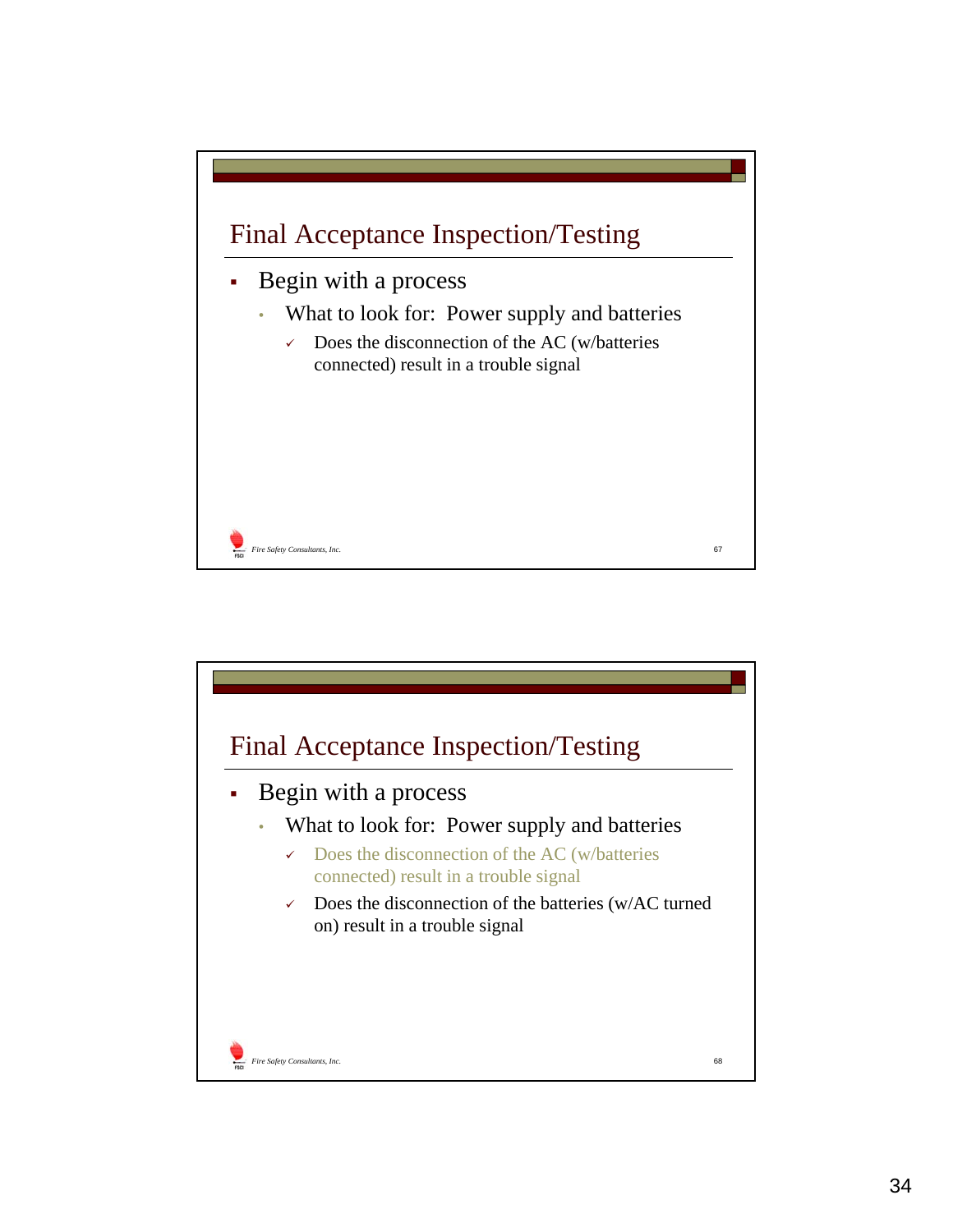## Final Acceptance Inspection/Testing

- Begin with a process
  - What to look for: Power supply and batteries
    - ✓ Does the disconnection of the AC (w/batteries connected) result in a trouble signal

*Fire Safety Consultants, Inc.*

67

## Final Acceptance Inspection/Testing

- Begin with a process
  - What to look for: Power supply and batteries
    - ✓ Does the disconnection of the AC (w/batteries connected) result in a trouble signal
    - ✓ Does the disconnection of the batteries (w/AC turned on) result in a trouble signal

*Fire Safety Consultants, Inc.*

68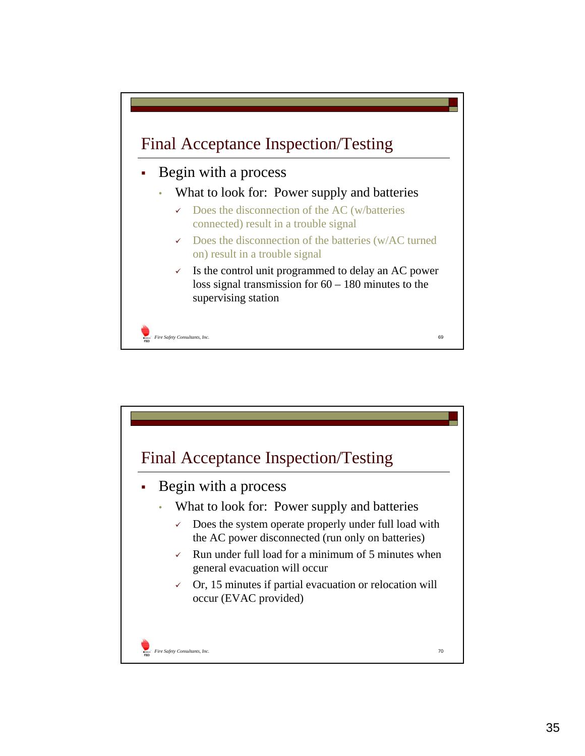## Final Acceptance Inspection/Testing

- Begin with a process
  - What to look for: Power supply and batteries
    - ✓ Does the disconnection of the AC (w/batteries connected) result in a trouble signal
    - ✓ Does the disconnection of the batteries (w/AC turned on) result in a trouble signal
    - ✓ Is the control unit programmed to delay an AC power loss signal transmission for 60 – 180 minutes to the supervising station

Fire Safety Consultants, Inc.

## Final Acceptance Inspection/Testing

- Begin with a process
  - What to look for: Power supply and batteries
    - ✓ Does the system operate properly under full load with the AC power disconnected (run only on batteries)
    - ✓ Run under full load for a minimum of 5 minutes when general evacuation will occur
    - ✓ Or, 15 minutes if partial evacuation or relocation will occur (EVAC provided)

Fire Safety Consultants, Inc.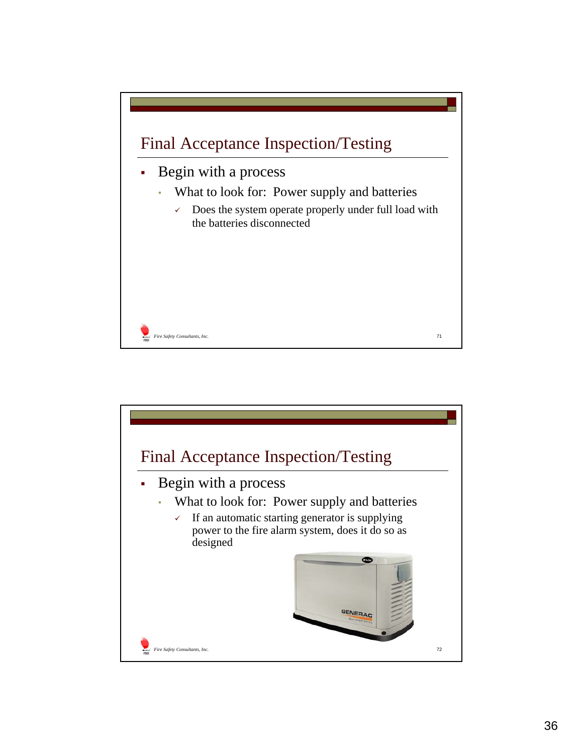## Final Acceptance Inspection/Testing

- Begin with a process
  - What to look for: Power supply and batteries
    - ✓ Does the system operate properly under full load with the batteries disconnected

## Final Acceptance Inspection/Testing

- Begin with a process
  - What to look for: Power supply and batteries
    - ✓ If an automatic starting generator is supplying power to the fire alarm system, does it do so as designed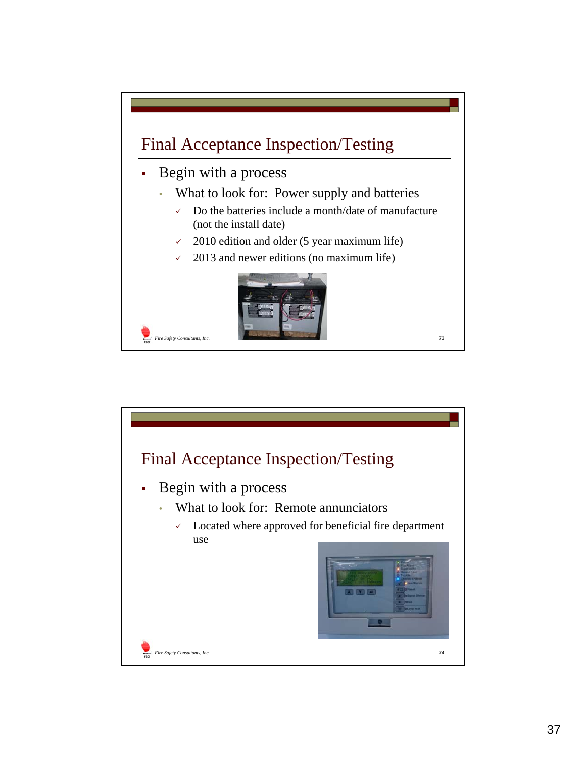## Final Acceptance Inspection/Testing

- Begin with a process
  - What to look for: Power supply and batteries
    - ✓ Do the batteries include a month/date of manufacture (not the install date)
    - ✓ 2010 edition and older (5 year maximum life)
    - ✓ 2013 and newer editions (no maximum life)

*Fire Safety Consultants, Inc.*

## Final Acceptance Inspection/Testing

- Begin with a process
  - What to look for: Remote annunciators
    - ✓ Located where approved for beneficial fire department use

*Fire Safety Consultants, Inc.*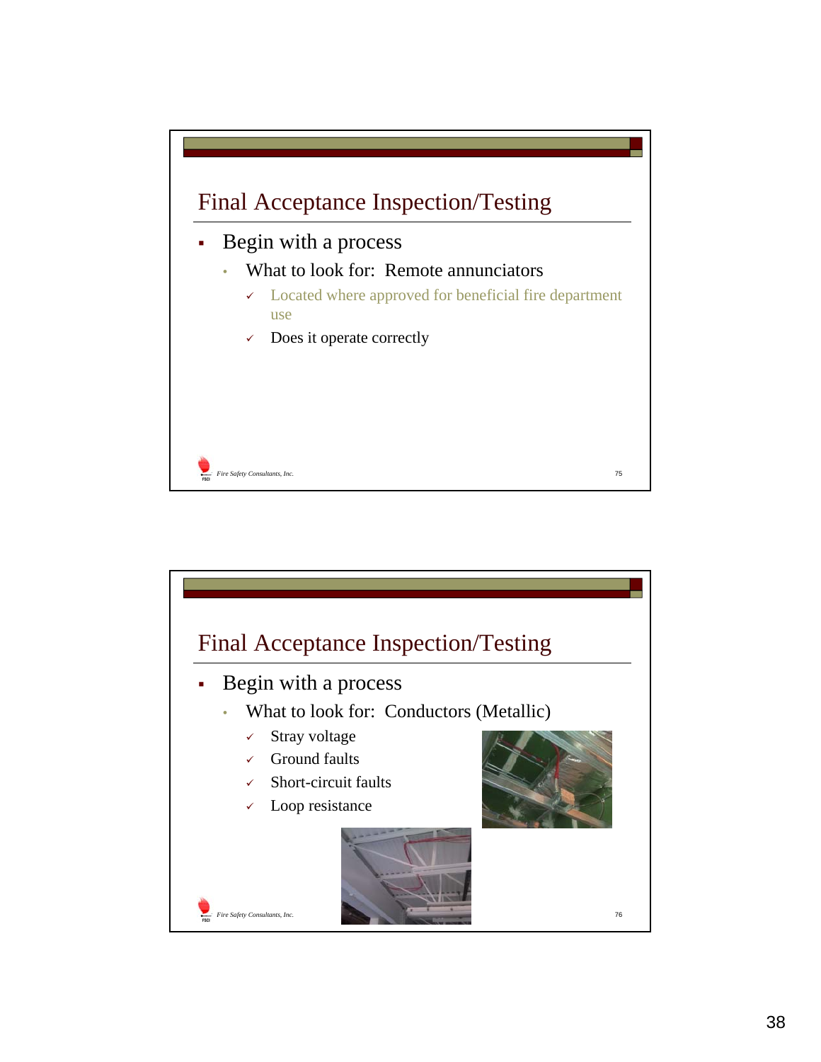## Final Acceptance Inspection/Testing

- Begin with a process
  - What to look for: Remote annunciators
    - ✓ Located where approved for beneficial fire department use
    - ✓ Does it operate correctly

Fire Safety Consultants, Inc.

## Final Acceptance Inspection/Testing

- Begin with a process
  - What to look for: Conductors (Metallic)
    - ✓ Stray voltage
    - ✓ Ground faults
    - ✓ Short-circuit faults
    - ✓ Loop resistance

Fire Safety Consultants, Inc.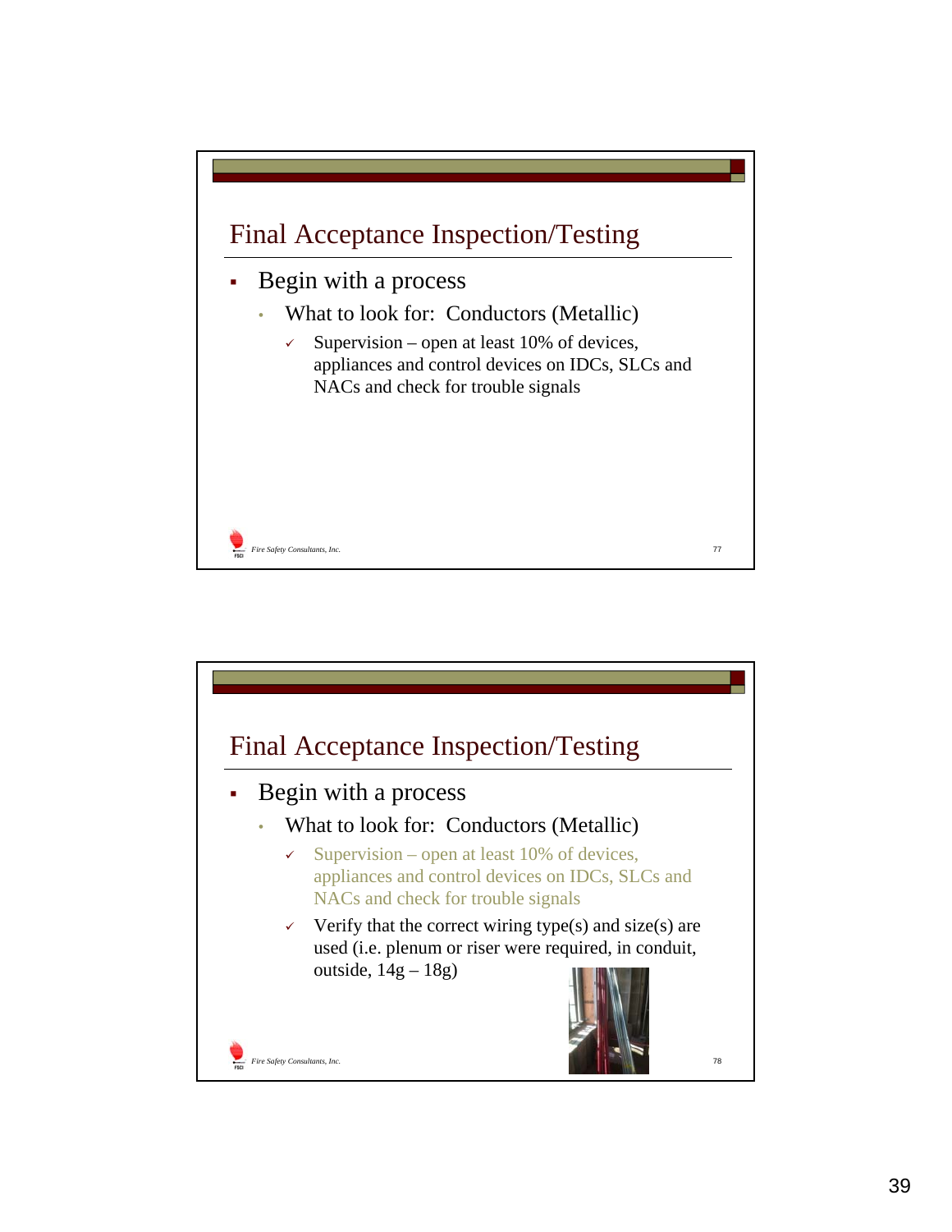## Final Acceptance Inspection/Testing

- Begin with a process
  - What to look for: Conductors (Metallic)
    - ✓ Supervision – open at least 10% of devices, appliances and control devices on IDCs, SLCs and NACs and check for trouble signals

## Final Acceptance Inspection/Testing

- Begin with a process
  - What to look for: Conductors (Metallic)
    - ✓ Supervision – open at least 10% of devices, appliances and control devices on IDCs, SLCs and NACs and check for trouble signals
    - ✓ Verify that the correct wiring type(s) and size(s) are used (i.e. plenum or riser were required, in conduit, outside, 14g – 18g)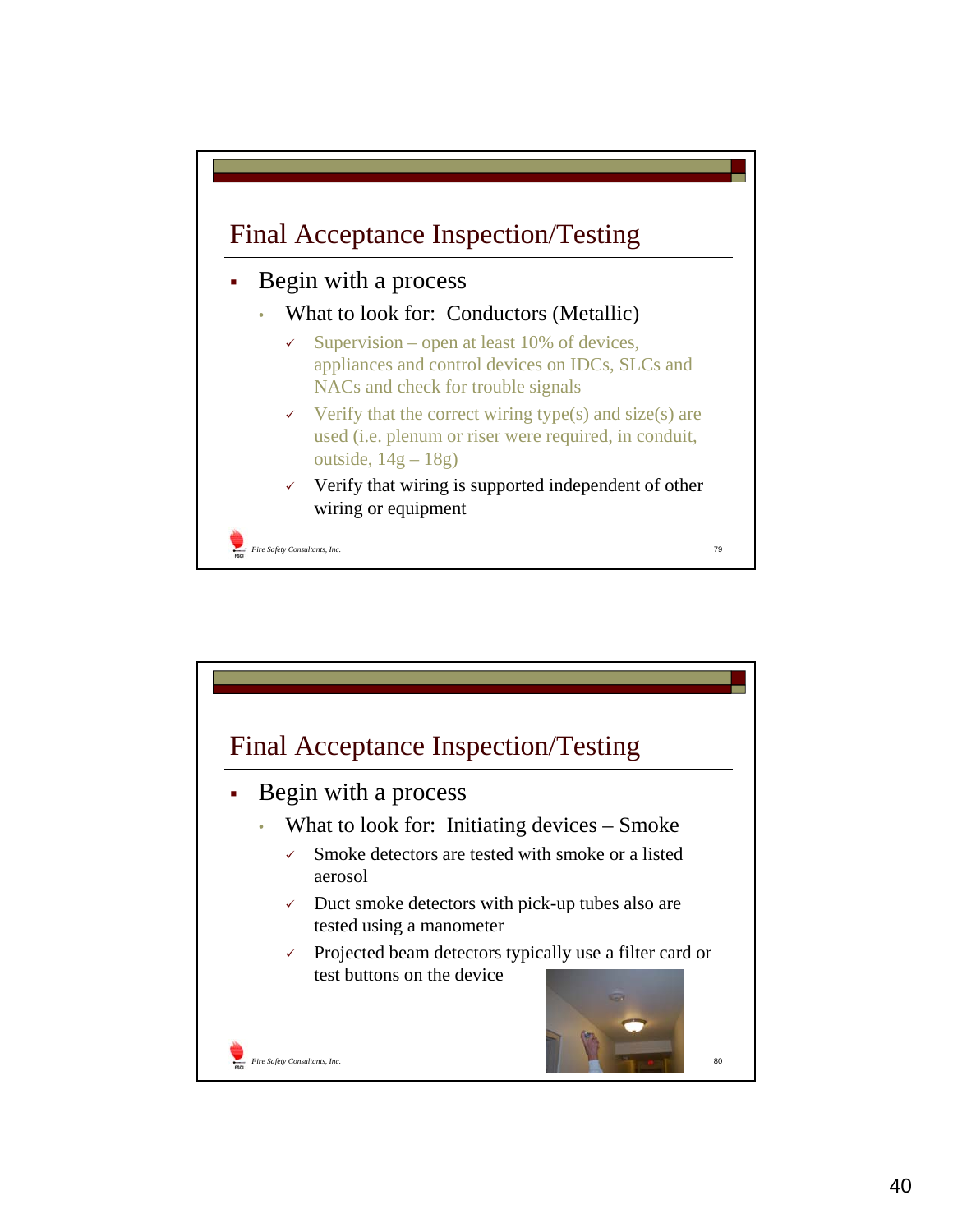## Final Acceptance Inspection/Testing

- Begin with a process
  - What to look for: Conductors (Metallic)
    - ✓ Supervision – open at least 10% of devices, appliances and control devices on IDCs, SLCs and NACs and check for trouble signals
    - ✓ Verify that the correct wiring type(s) and size(s) are used (i.e. plenum or riser were required, in conduit, outside, 14g – 18g)
    - ✓ Verify that wiring is supported independent of other wiring or equipment

*Fire Safety Consultants, Inc.*

## Final Acceptance Inspection/Testing

- Begin with a process
  - What to look for: Initiating devices – Smoke
    - ✓ Smoke detectors are tested with smoke or a listed aerosol
    - ✓ Duct smoke detectors with pick-up tubes also are tested using a manometer
    - ✓ Projected beam detectors typically use a filter card or test buttons on the device

*Fire Safety Consultants, Inc.*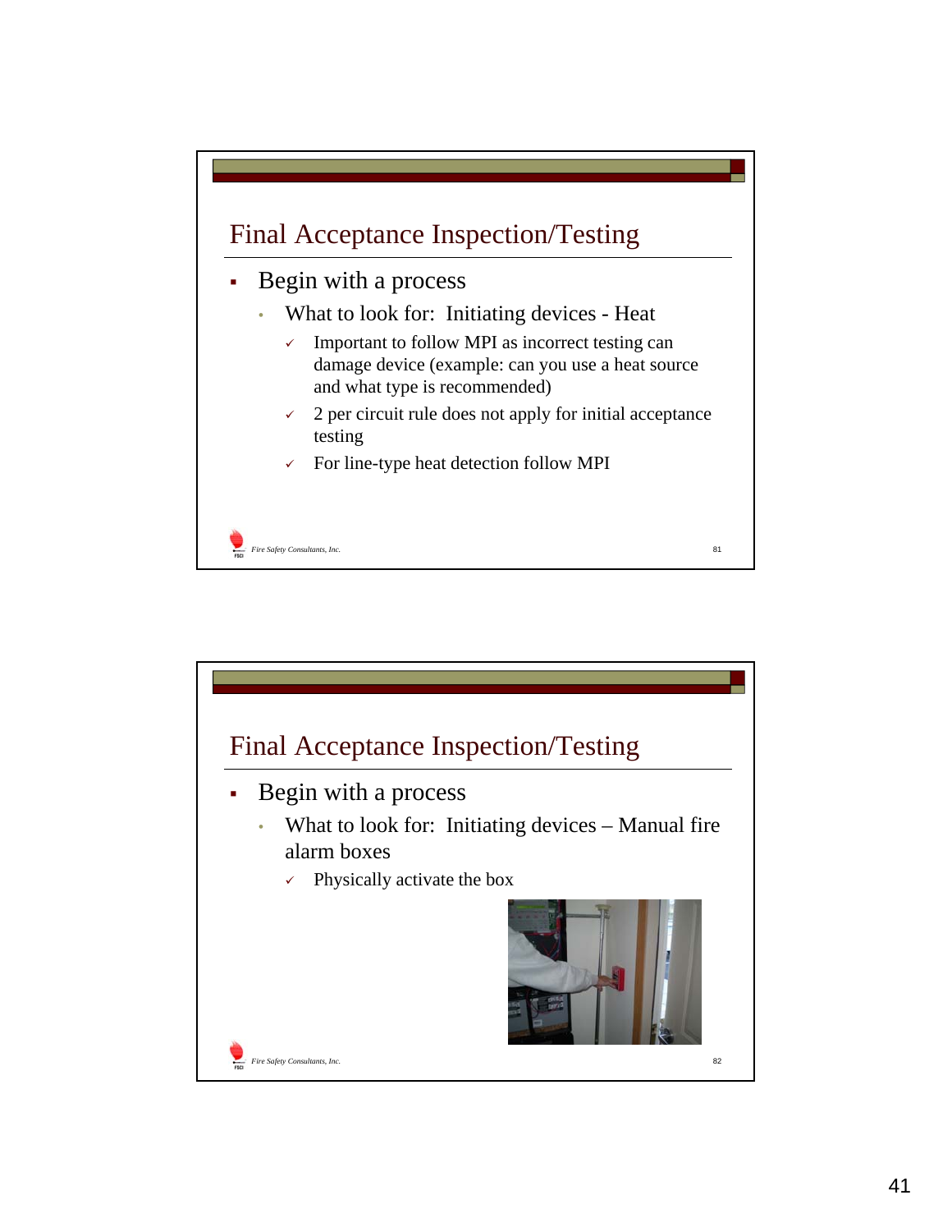## Final Acceptance Inspection/Testing

- Begin with a process
  - What to look for: Initiating devices - Heat
    - ✓ Important to follow MPI as incorrect testing can damage device (example: can you use a heat source and what type is recommended)
    - ✓ 2 per circuit rule does not apply for initial acceptance testing
    - ✓ For line-type heat detection follow MPI

*Fire Safety Consultants, Inc.*

## Final Acceptance Inspection/Testing

- Begin with a process
  - What to look for: Initiating devices – Manual fire alarm boxes
    - ✓ Physically activate the box

*Fire Safety Consultants, Inc.*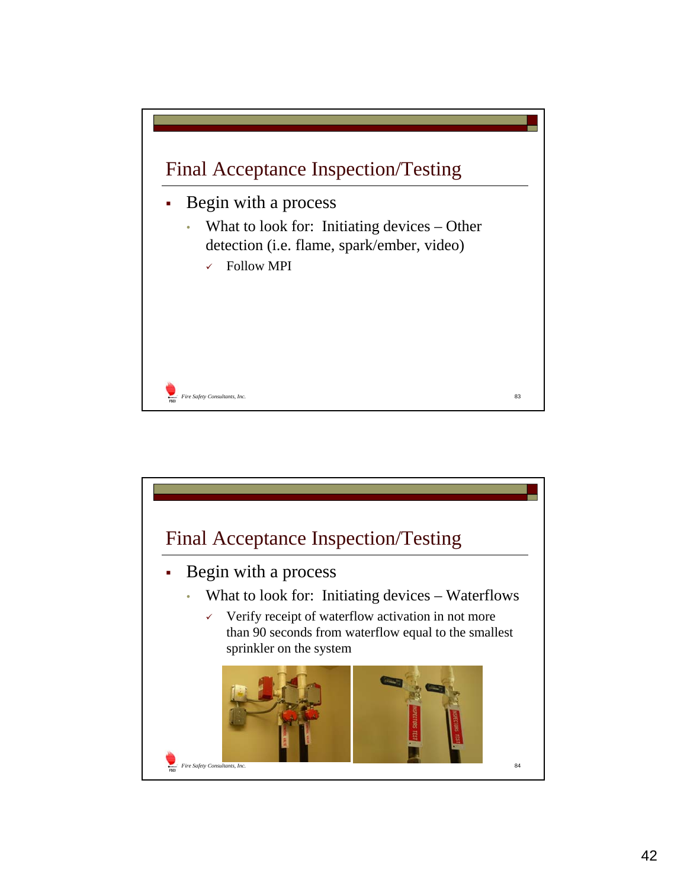## Final Acceptance Inspection/Testing

- Begin with a process
  - What to look for: Initiating devices – Other detection (i.e. flame, spark/ember, video)
    - ✓ Follow MPI

## Final Acceptance Inspection/Testing

- Begin with a process
  - What to look for: Initiating devices – Waterflows
    - ✓ Verify receipt of waterflow activation in not more than 90 seconds from waterflow equal to the smallest sprinkler on the system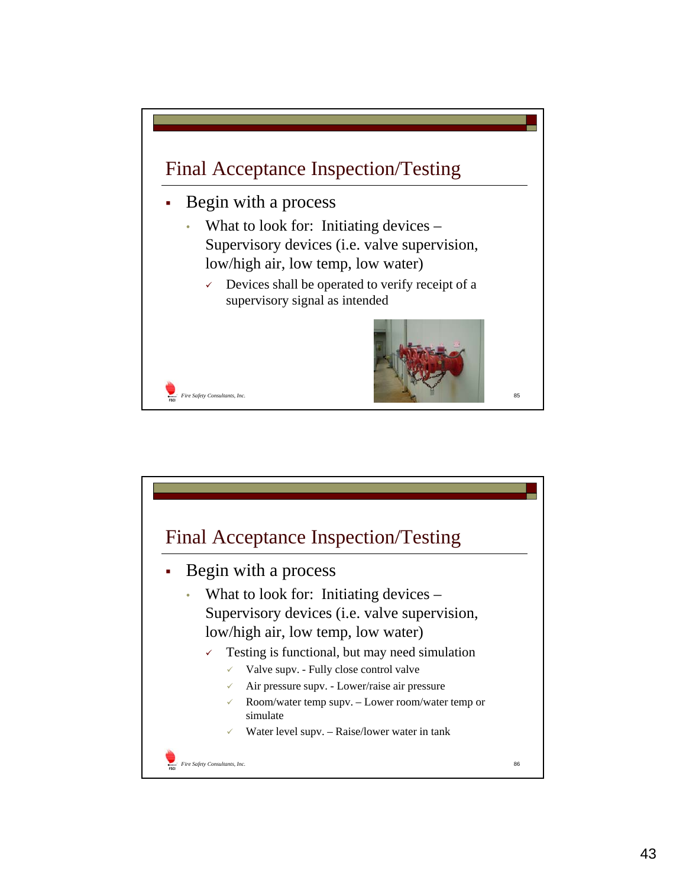## Final Acceptance Inspection/Testing

- Begin with a process
  - What to look for: Initiating devices – Supervisory devices (i.e. valve supervision, low/high air, low temp, low water)
    - ✓ Devices shall be operated to verify receipt of a supervisory signal as intended

*Fire Safety Consultants, Inc.*

## Final Acceptance Inspection/Testing

- Begin with a process
  - What to look for: Initiating devices – Supervisory devices (i.e. valve supervision, low/high air, low temp, low water)
    - ✓ Testing is functional, but may need simulation
      - ✓ Valve supv. - Fully close control valve
      - ✓ Air pressure supv. - Lower/raise air pressure
      - ✓ Room/water temp supv. – Lower room/water temp or simulate
      - ✓ Water level supv. – Raise/lower water in tank

*Fire Safety Consultants, Inc.*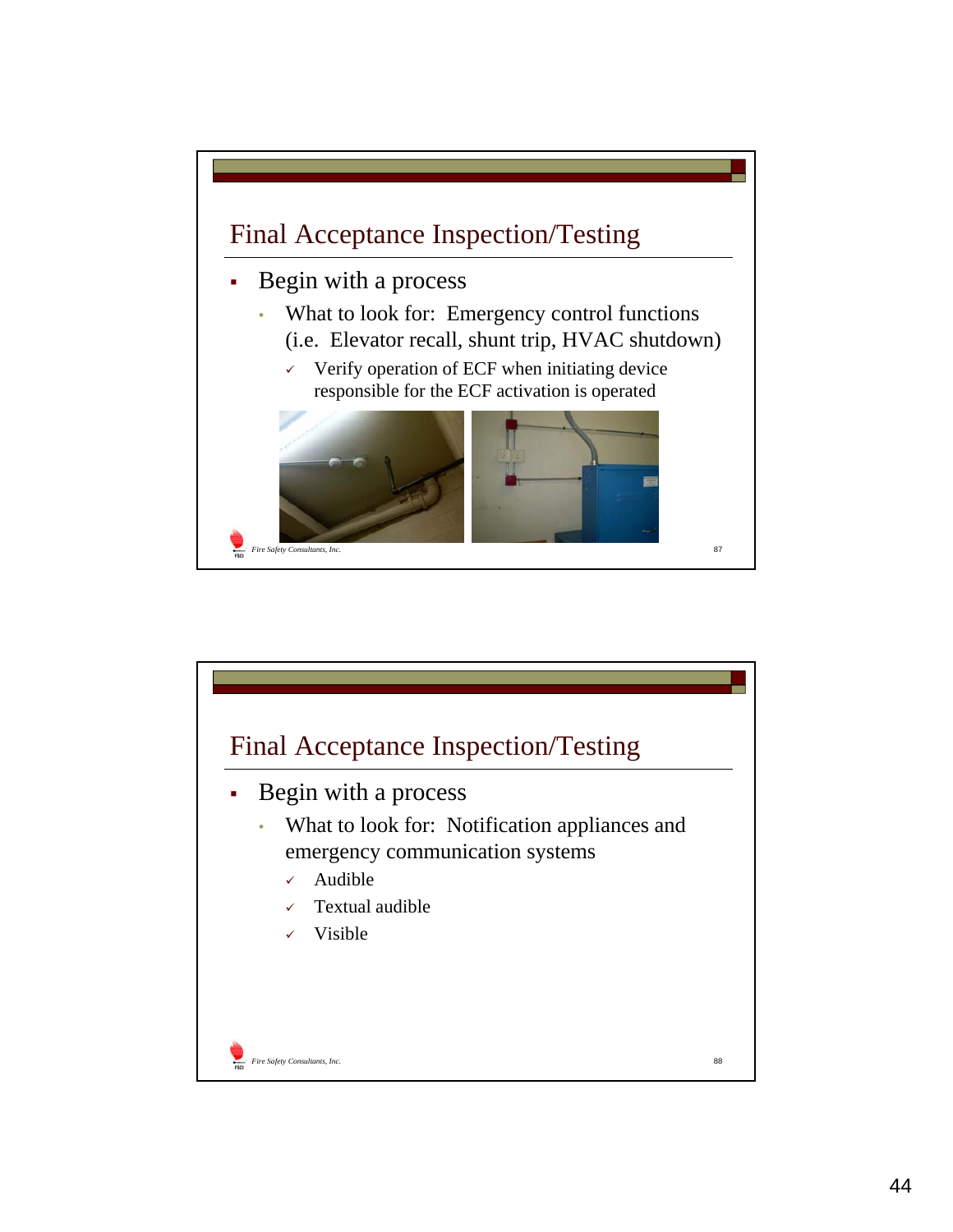## Final Acceptance Inspection/Testing

- Begin with a process
  - What to look for: Emergency control functions (i.e. Elevator recall, shunt trip, HVAC shutdown)
    - ✓ Verify operation of ECF when initiating device responsible for the ECF activation is operated

*Fire Safety Consultants, Inc.*

## Final Acceptance Inspection/Testing

- Begin with a process
  - What to look for: Notification appliances and emergency communication systems
    - ✓ Audible
    - ✓ Textual audible
    - ✓ Visible

*Fire Safety Consultants, Inc.*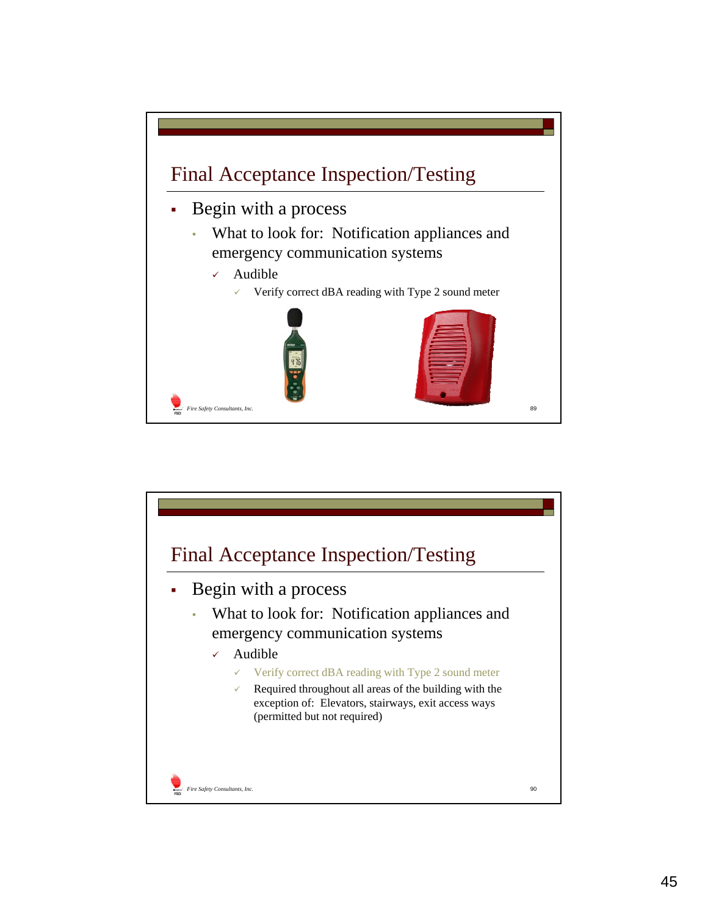## Final Acceptance Inspection/Testing

- Begin with a process
  - What to look for: Notification appliances and emergency communication systems
    - ✓ Audible
      - ✓ Verify correct dBA reading with Type 2 sound meter

*Fire Safety Consultants, Inc.*

## Final Acceptance Inspection/Testing

- Begin with a process
  - What to look for: Notification appliances and emergency communication systems
    - ✓ Audible
      - ✓ Verify correct dBA reading with Type 2 sound meter
      - ✓ Required throughout all areas of the building with the exception of: Elevators, stairways, exit access ways (permitted but not required)

*Fire Safety Consultants, Inc.*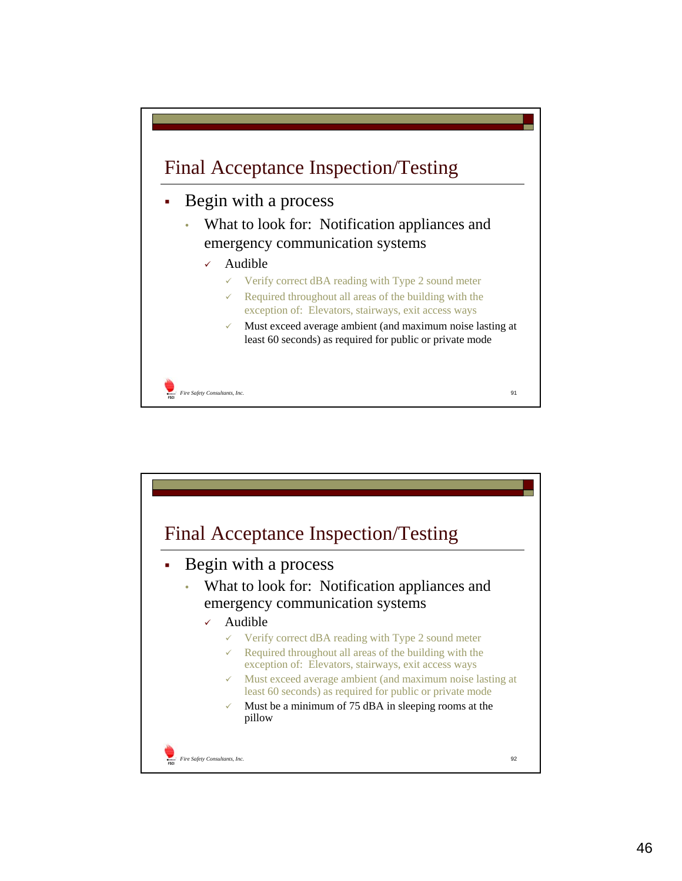## Final Acceptance Inspection/Testing

- Begin with a process
  - What to look for: Notification appliances and emergency communication systems
    - ✓ Audible
      - ✓ Verify correct dBA reading with Type 2 sound meter
      - ✓ Required throughout all areas of the building with the exception of: Elevators, stairways, exit access ways
      - ✓ Must exceed average ambient (and maximum noise lasting at least 60 seconds) as required for public or private mode

Fire Safety Consultants, Inc.

---

## Final Acceptance Inspection/Testing

- Begin with a process
  - What to look for: Notification appliances and emergency communication systems
    - ✓ Audible
      - ✓ Verify correct dBA reading with Type 2 sound meter
      - ✓ Required throughout all areas of the building with the exception of: Elevators, stairways, exit access ways
      - ✓ Must exceed average ambient (and maximum noise lasting at least 60 seconds) as required for public or private mode
      - ✓ Must be a minimum of 75 dBA in sleeping rooms at the pillow

Fire Safety Consultants, Inc.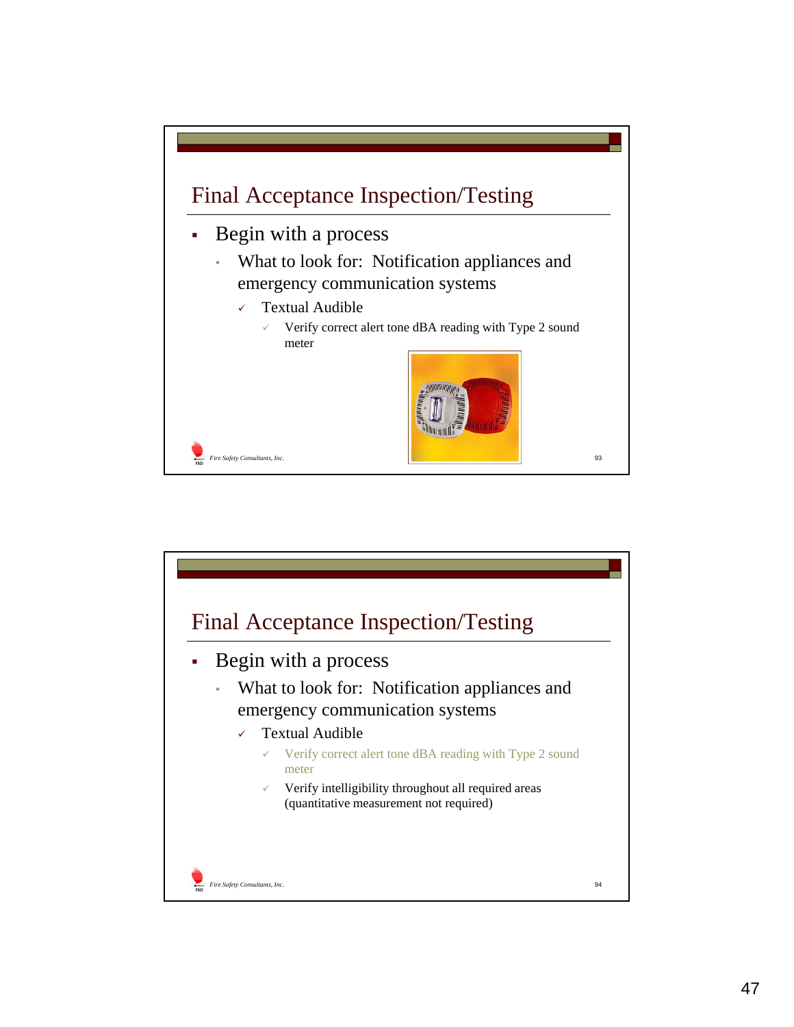## Final Acceptance Inspection/Testing

- Begin with a process
  - What to look for: Notification appliances and emergency communication systems
    - Textual Audible
      - Verify correct alert tone dBA reading with Type 2 sound meter

## Final Acceptance Inspection/Testing

- Begin with a process
  - What to look for: Notification appliances and emergency communication systems
    - Textual Audible
      - Verify correct alert tone dBA reading with Type 2 sound meter
      - Verify intelligibility throughout all required areas (quantitative measurement not required)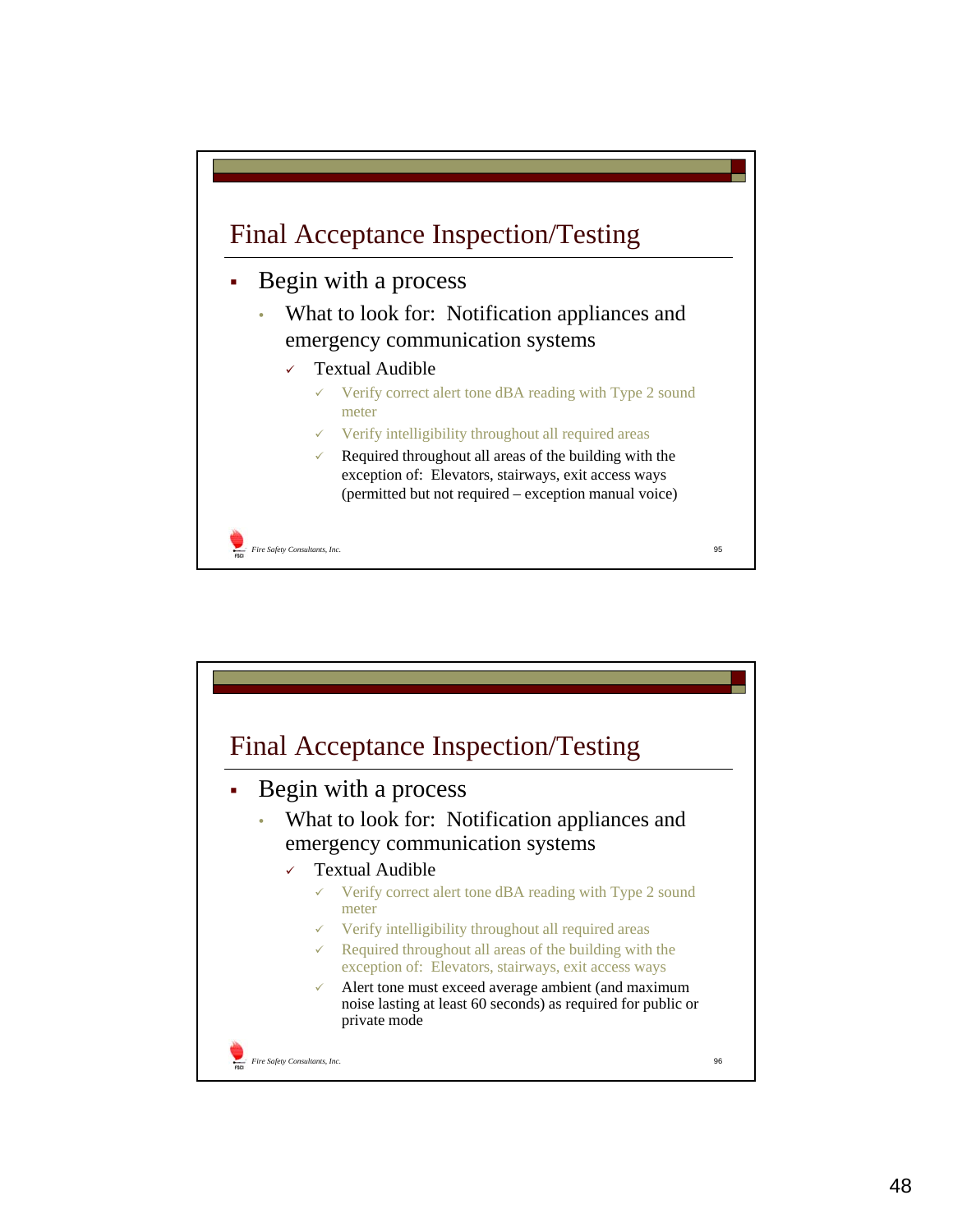## Final Acceptance Inspection/Testing

- Begin with a process
  - What to look for: Notification appliances and emergency communication systems
    - ✓ Textual Audible
      - ✓ Verify correct alert tone dBA reading with Type 2 sound meter
      - ✓ Verify intelligibility throughout all required areas
      - ✓ Required throughout all areas of the building with the exception of: Elevators, stairways, exit access ways (permitted but not required – exception manual voice)

*Fire Safety Consultants, Inc.*

## Final Acceptance Inspection/Testing

- Begin with a process
  - What to look for: Notification appliances and emergency communication systems
    - ✓ Textual Audible
      - ✓ Verify correct alert tone dBA reading with Type 2 sound meter
      - ✓ Verify intelligibility throughout all required areas
      - ✓ Required throughout all areas of the building with the exception of: Elevators, stairways, exit access ways
      - ✓ Alert tone must exceed average ambient (and maximum noise lasting at least 60 seconds) as required for public or private mode

*Fire Safety Consultants, Inc.*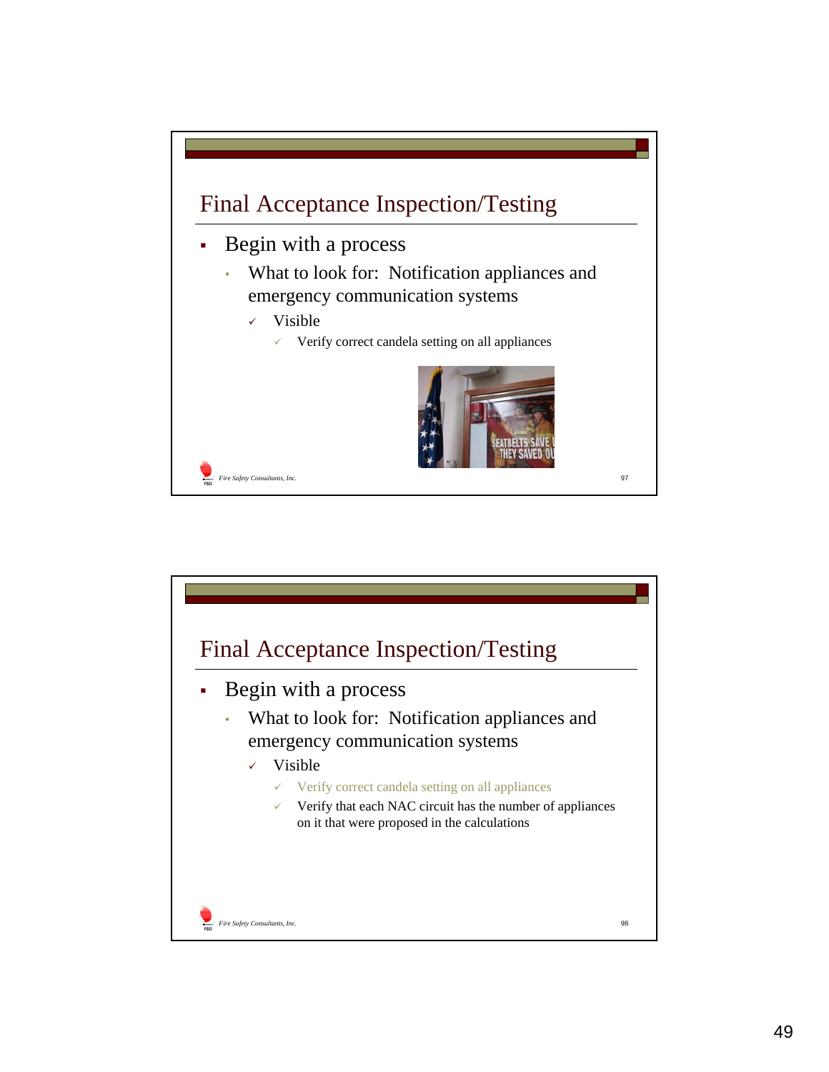## Final Acceptance Inspection/Testing

- Begin with a process
  - What to look for: Notification appliances and emergency communication systems
    - ✓ Visible
      - ✓ Verify correct candela setting on all appliances

## Final Acceptance Inspection/Testing

- Begin with a process
  - What to look for: Notification appliances and emergency communication systems
    - ✓ Visible
      - ✓ Verify correct candela setting on all appliances
      - ✓ Verify that each NAC circuit has the number of appliances on it that were proposed in the calculations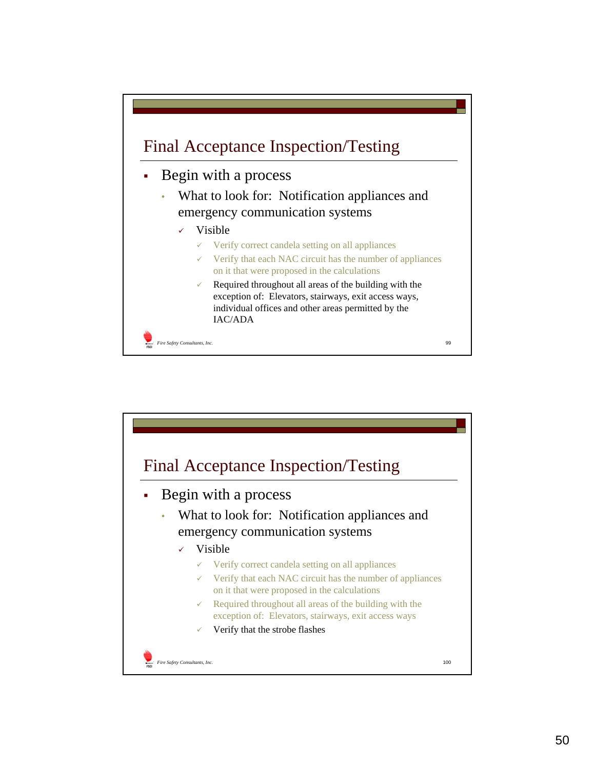## Final Acceptance Inspection/Testing

- Begin with a process
  - What to look for: Notification appliances and emergency communication systems
    - Visible
      - Verify correct candela setting on all appliances
      - Verify that each NAC circuit has the number of appliances on it that were proposed in the calculations
      - Required throughout all areas of the building with the exception of: Elevators, stairways, exit access ways, individual offices and other areas permitted by the IAC/ADA

Fire Safety Consultants, Inc.

## Final Acceptance Inspection/Testing

- Begin with a process
  - What to look for: Notification appliances and emergency communication systems
    - Visible
      - Verify correct candela setting on all appliances
      - Verify that each NAC circuit has the number of appliances on it that were proposed in the calculations
      - Required throughout all areas of the building with the exception of: Elevators, stairways, exit access ways
      - Verify that the strobe flashes

Fire Safety Consultants, Inc.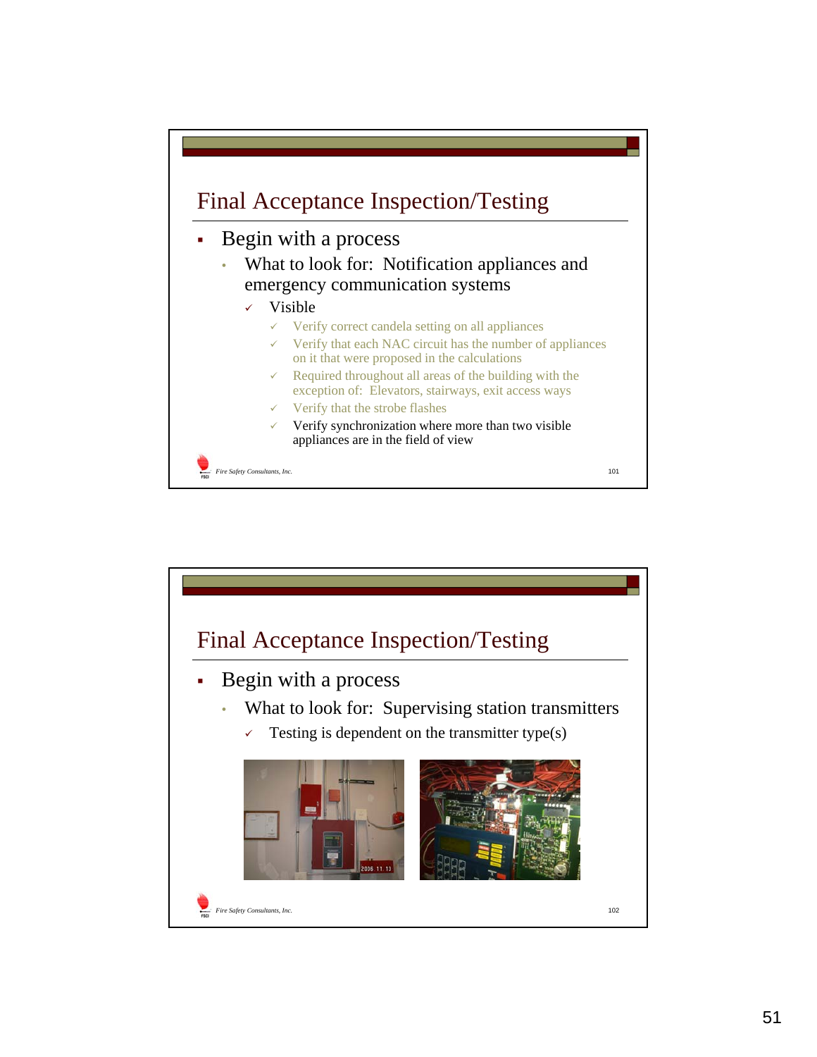## Final Acceptance Inspection/Testing

- Begin with a process
  - What to look for: Notification appliances and emergency communication systems
    - ✓ Visible
      - ✓ Verify correct candela setting on all appliances
      - ✓ Verify that each NAC circuit has the number of appliances on it that were proposed in the calculations
      - ✓ Required throughout all areas of the building with the exception of: Elevators, stairways, exit access ways
      - ✓ Verify that the strobe flashes
      - ✓ Verify synchronization where more than two visible appliances are in the field of view

Fire Safety Consultants, Inc.

## Final Acceptance Inspection/Testing

- Begin with a process
  - What to look for: Supervising station transmitters
    - ✓ Testing is dependent on the transmitter type(s)

Fire Safety Consultants, Inc.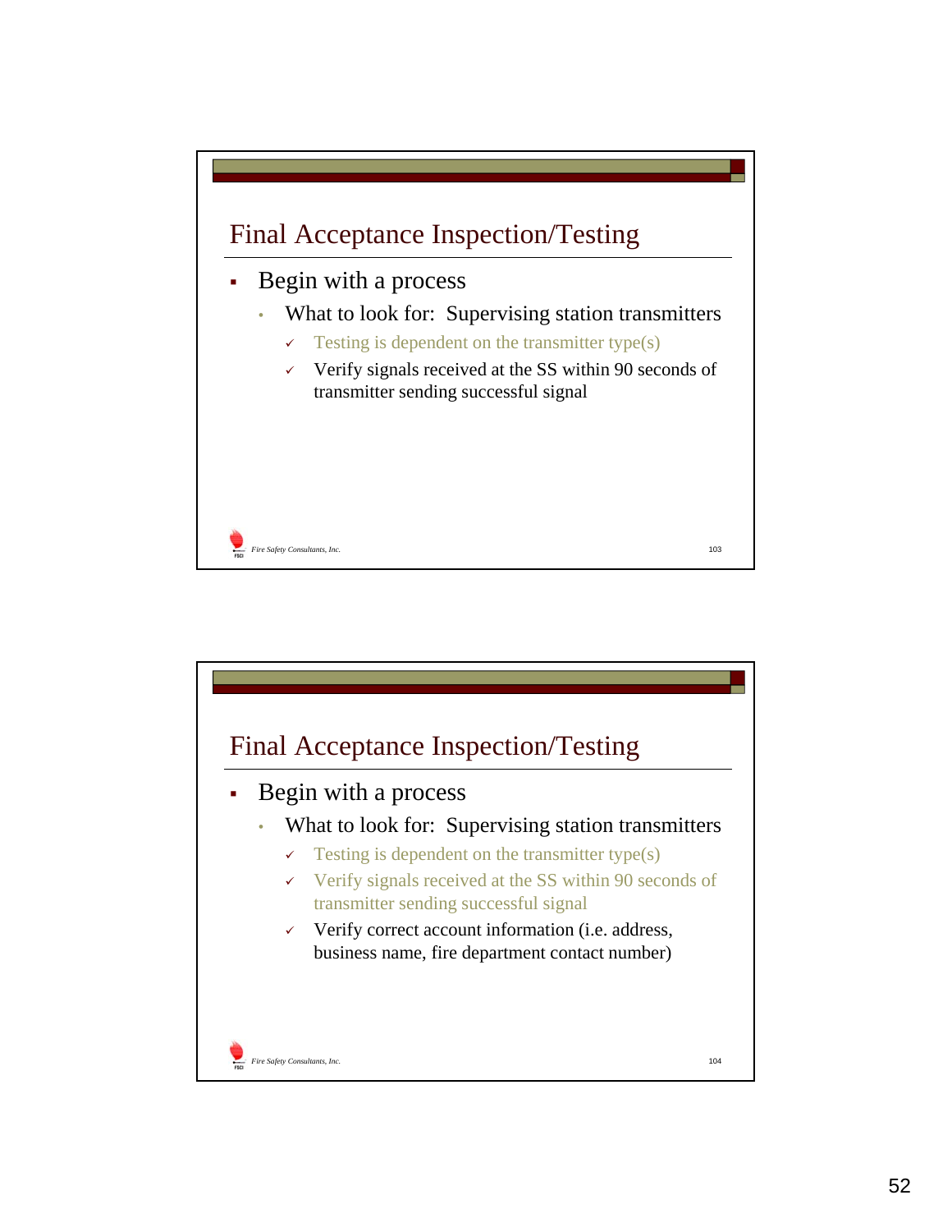## Final Acceptance Inspection/Testing

- Begin with a process
  - What to look for: Supervising station transmitters
    - ✓ Testing is dependent on the transmitter type(s)
    - ✓ Verify signals received at the SS within 90 seconds of transmitter sending successful signal

Fire Safety Consultants, Inc.

## Final Acceptance Inspection/Testing

- Begin with a process
  - What to look for: Supervising station transmitters
    - ✓ Testing is dependent on the transmitter type(s)
    - ✓ Verify signals received at the SS within 90 seconds of transmitter sending successful signal
    - ✓ Verify correct account information (i.e. address, business name, fire department contact number)

Fire Safety Consultants, Inc.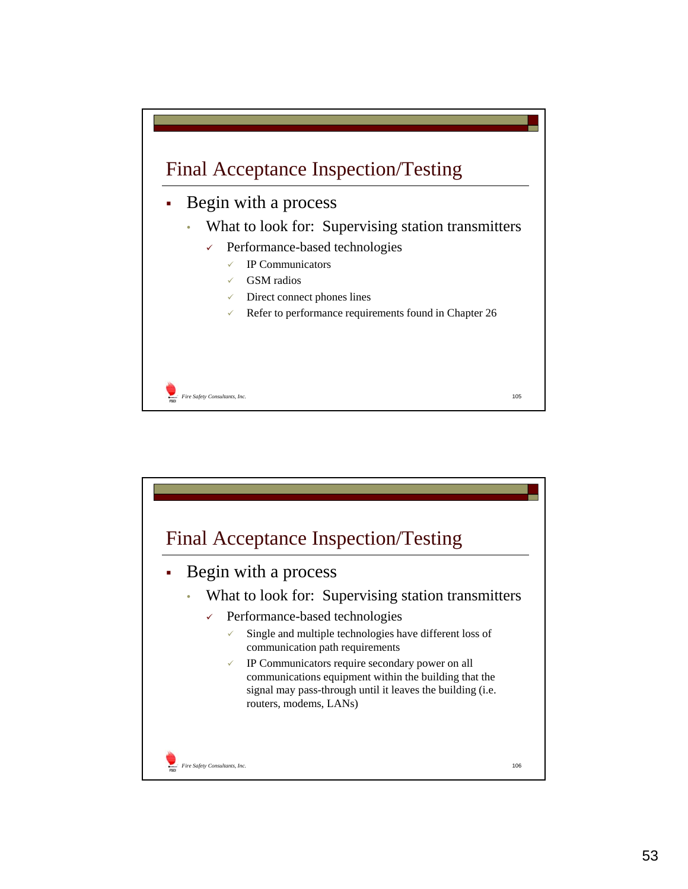## Final Acceptance Inspection/Testing

- Begin with a process
  - What to look for: Supervising station transmitters
    - ✓ Performance-based technologies
      - ✓ IP Communicators
      - ✓ GSM radios
      - ✓ Direct connect phones lines
      - ✓ Refer to performance requirements found in Chapter 26

## Final Acceptance Inspection/Testing

- Begin with a process
  - What to look for: Supervising station transmitters
    - ✓ Performance-based technologies
      - ✓ Single and multiple technologies have different loss of communication path requirements
      - ✓ IP Communicators require secondary power on all communications equipment within the building that the signal may pass-through until it leaves the building (i.e. routers, modems, LANs)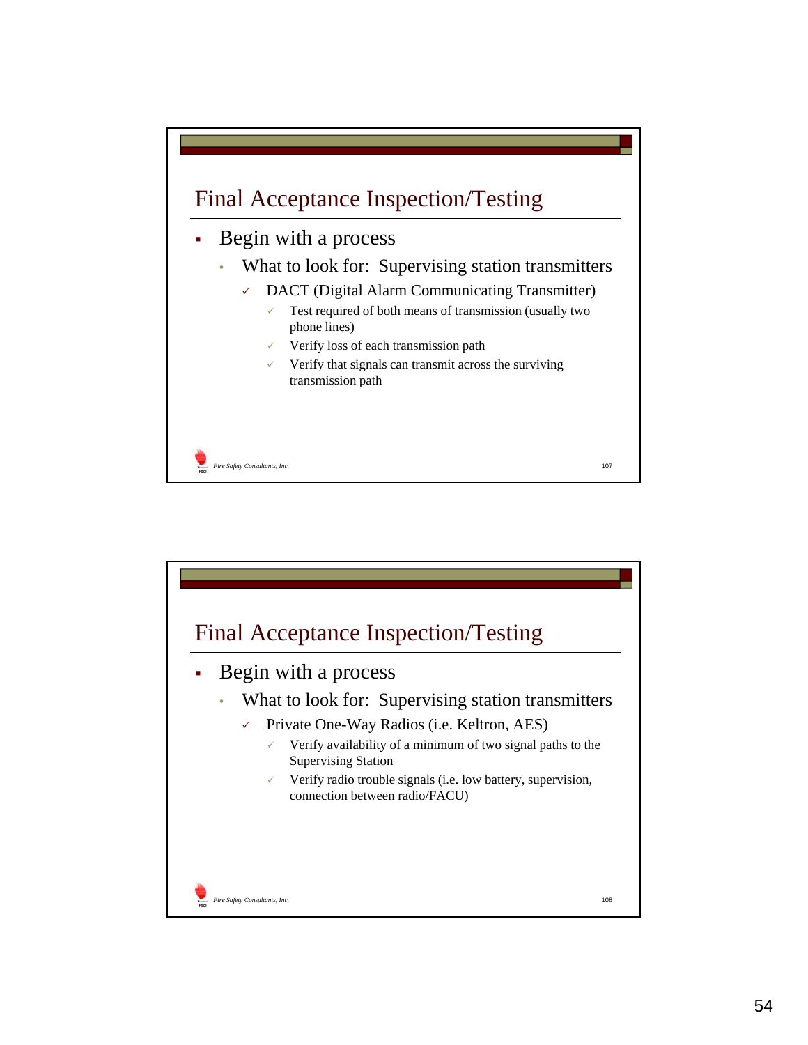## Final Acceptance Inspection/Testing

- Begin with a process
  - What to look for: Supervising station transmitters
    - ✓ DACT (Digital Alarm Communicating Transmitter)
      - ✓ Test required of both means of transmission (usually two phone lines)
      - ✓ Verify loss of each transmission path
      - ✓ Verify that signals can transmit across the surviving transmission path

*Fire Safety Consultants, Inc.*

## Final Acceptance Inspection/Testing

- Begin with a process
  - What to look for: Supervising station transmitters
    - ✓ Private One-Way Radios (i.e. Keltron, AES)
      - ✓ Verify availability of a minimum of two signal paths to the Supervising Station
      - ✓ Verify radio trouble signals (i.e. low battery, supervision, connection between radio/FACU)

*Fire Safety Consultants, Inc.*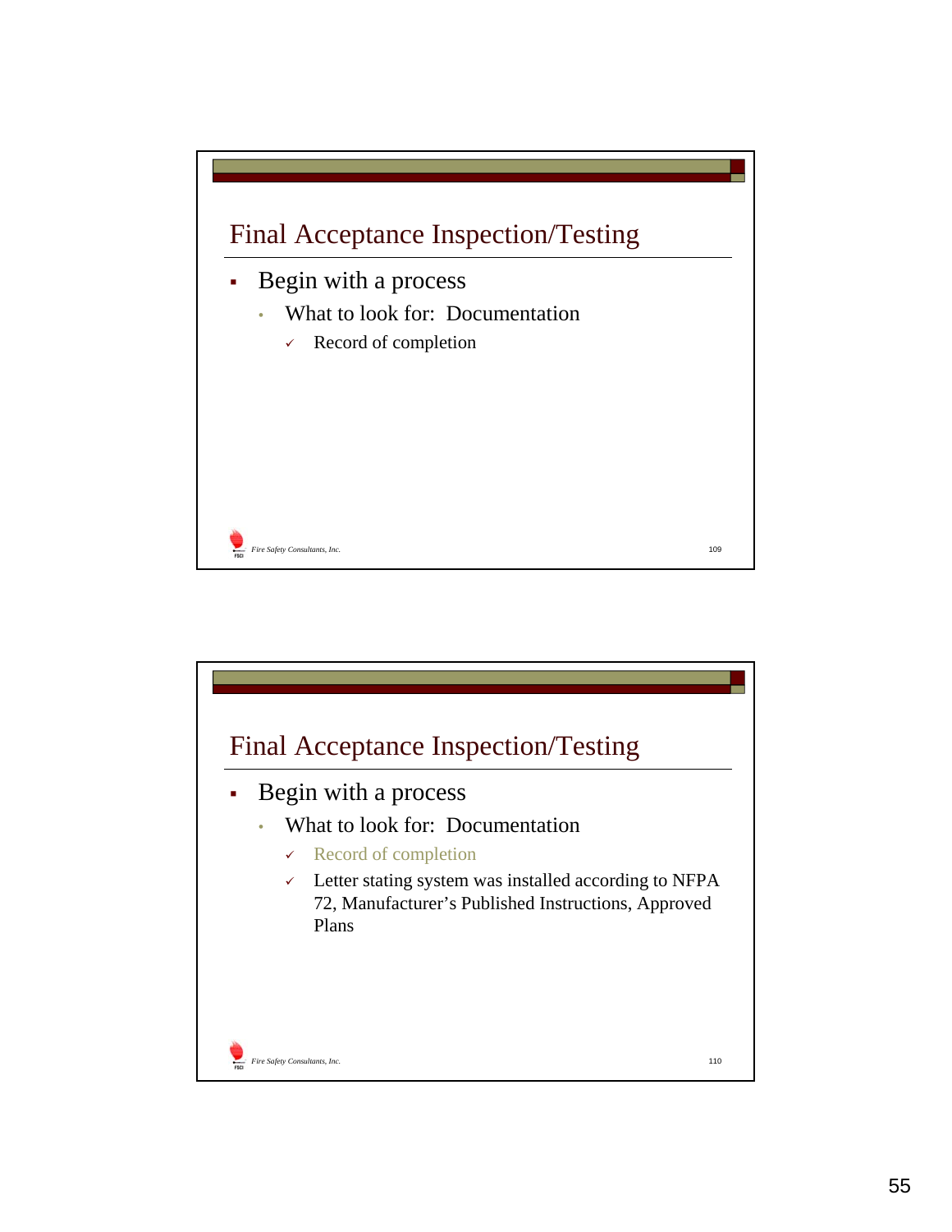## Final Acceptance Inspection/Testing

- Begin with a process
  - What to look for: Documentation
    - ✓ Record of completion

## Final Acceptance Inspection/Testing

- Begin with a process
  - What to look for: Documentation
    - ✓ Record of completion
    - ✓ Letter stating system was installed according to NFPA 72, Manufacturer's Published Instructions, Approved Plans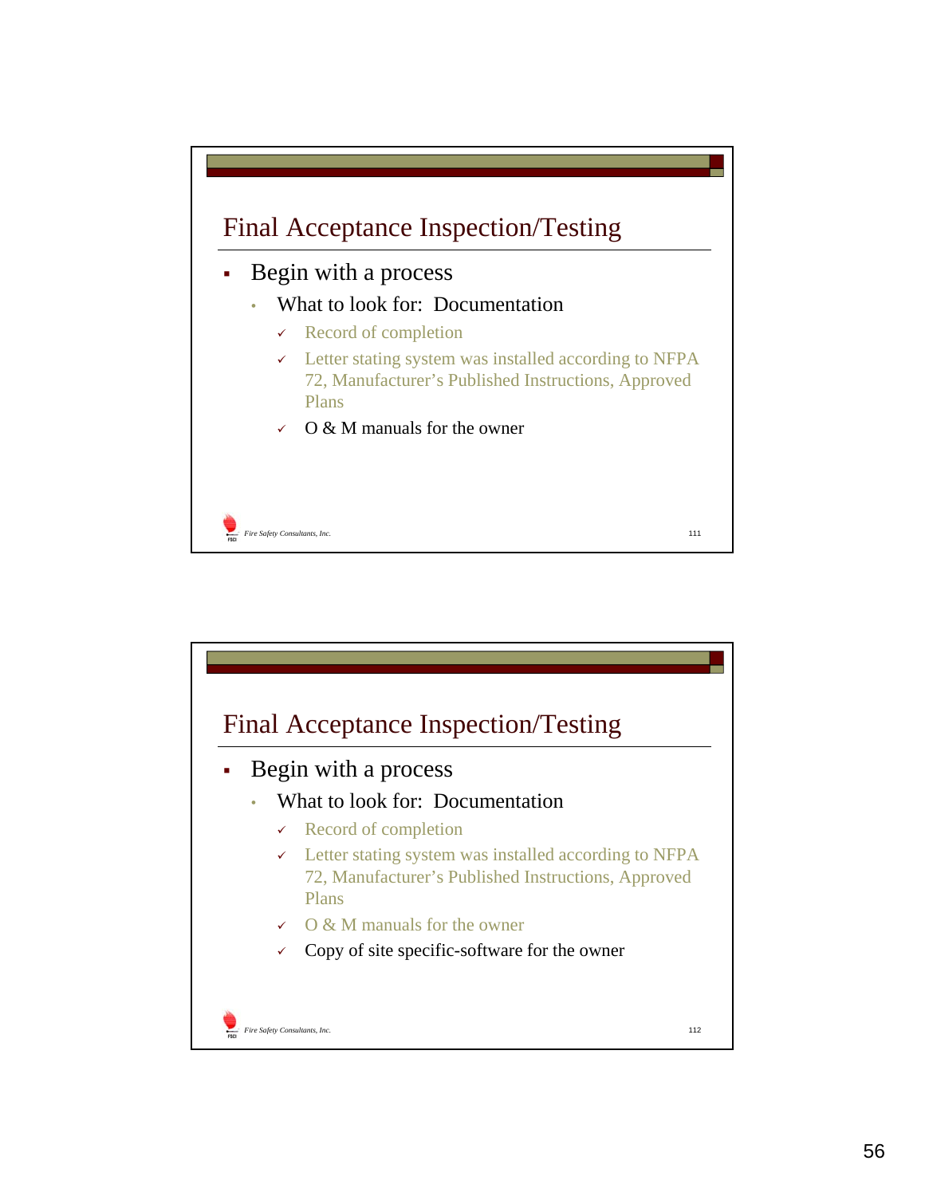## Final Acceptance Inspection/Testing

- Begin with a process
  - What to look for: Documentation
    - ✓ Record of completion
    - ✓ Letter stating system was installed according to NFPA 72, Manufacturer's Published Instructions, Approved Plans
    - ✓ O & M manuals for the owner

Fire Safety Consultants, Inc.

## Final Acceptance Inspection/Testing

- Begin with a process
  - What to look for: Documentation
    - ✓ Record of completion
    - ✓ Letter stating system was installed according to NFPA 72, Manufacturer's Published Instructions, Approved Plans
    - ✓ O & M manuals for the owner
    - ✓ Copy of site specific-software for the owner

Fire Safety Consultants, Inc.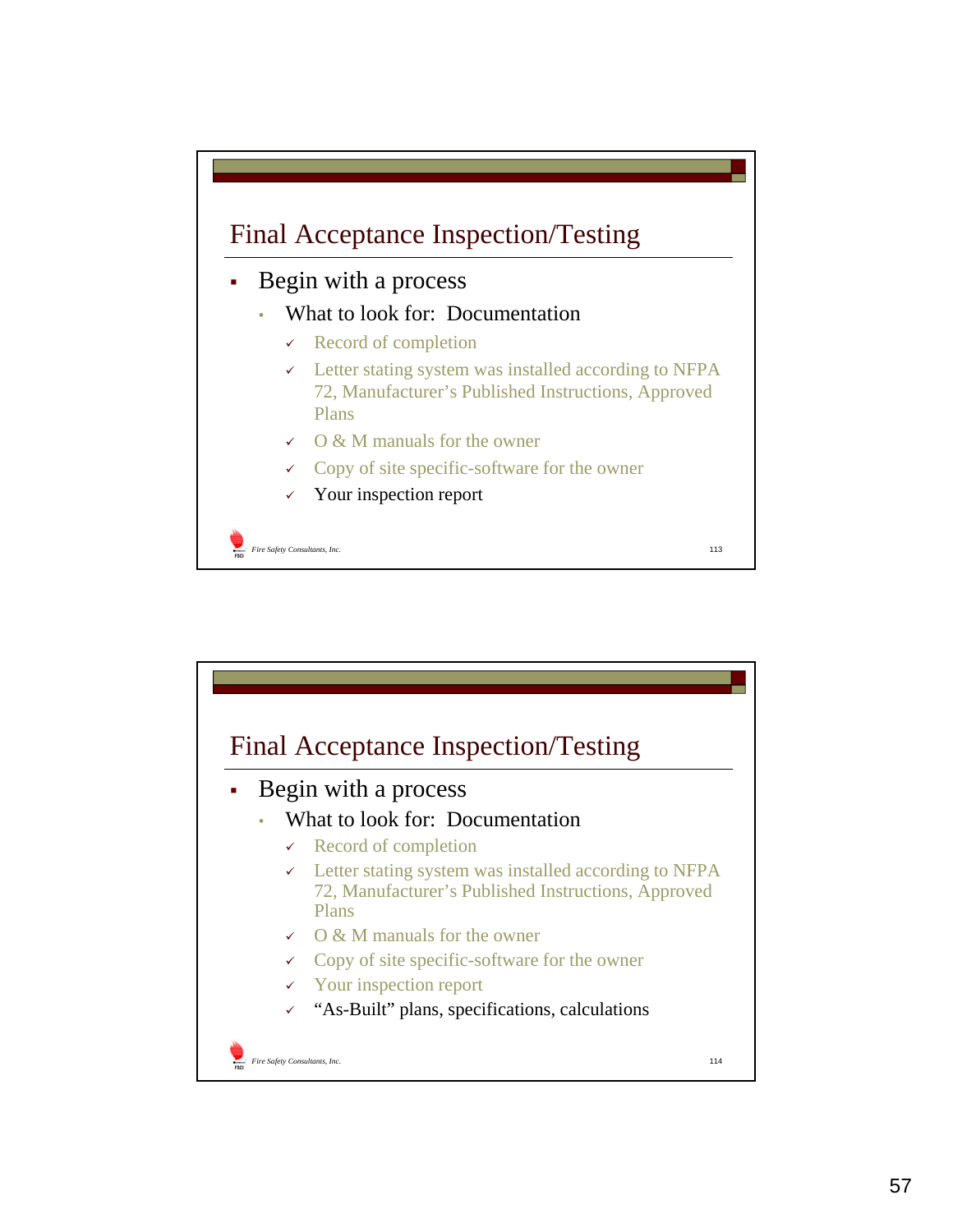## Final Acceptance Inspection/Testing

- Begin with a process
  - What to look for: Documentation
    - ✓ Record of completion
    - ✓ Letter stating system was installed according to NFPA 72, Manufacturer's Published Instructions, Approved Plans
    - ✓ O & M manuals for the owner
    - ✓ Copy of site specific-software for the owner
    - ✓ Your inspection report

Fire Safety Consultants, Inc. 113

## Final Acceptance Inspection/Testing

- Begin with a process
  - What to look for: Documentation
    - ✓ Record of completion
    - ✓ Letter stating system was installed according to NFPA 72, Manufacturer's Published Instructions, Approved Plans
    - ✓ O & M manuals for the owner
    - ✓ Copy of site specific-software for the owner
    - ✓ Your inspection report
    - ✓ "As-Built" plans, specifications, calculations

Fire Safety Consultants, Inc. 114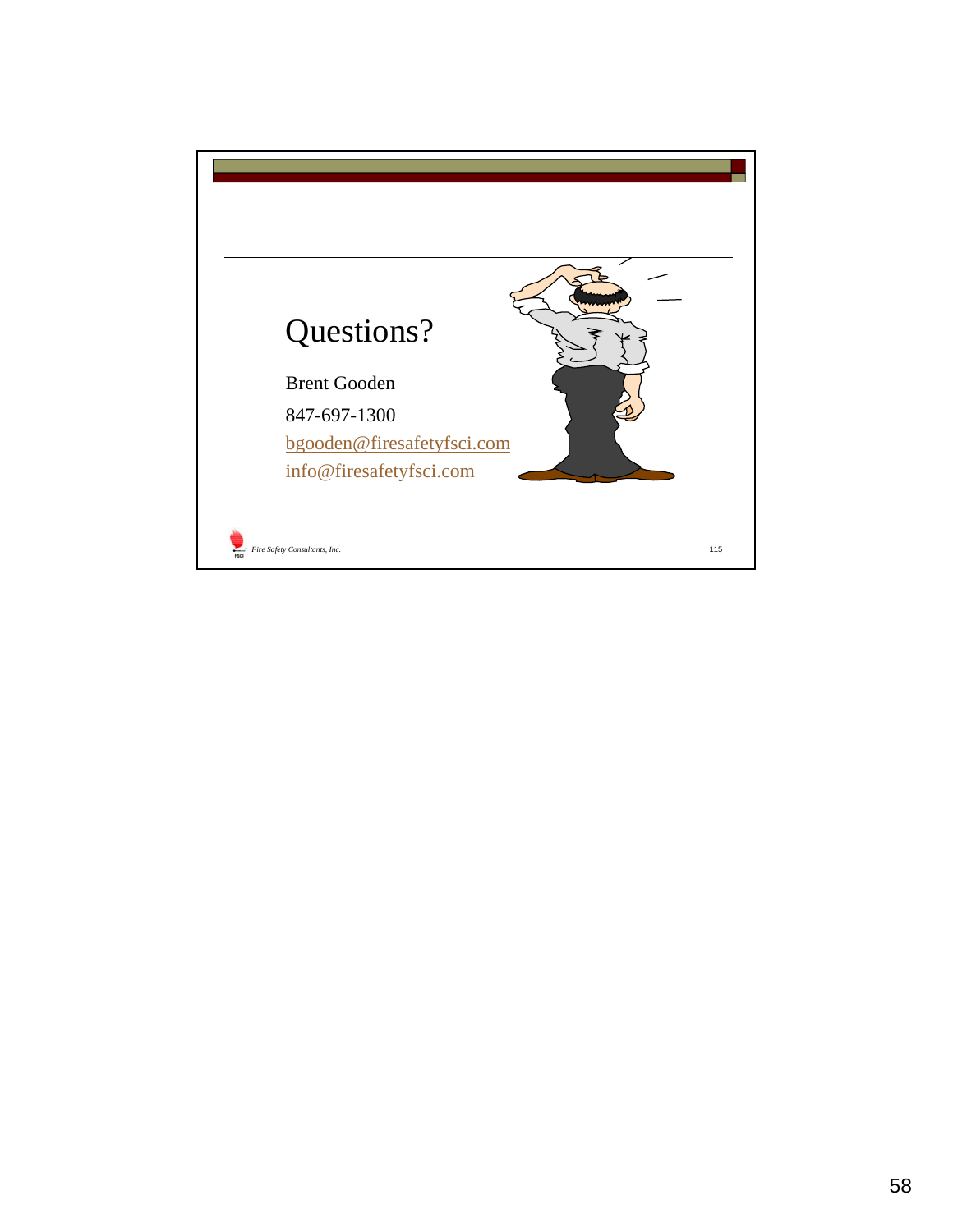# Questions?

Brent Gooden

847-697-1300

bgooden@firesafetyfsci.com

info@firesafetyfsci.com

*Fire Safety Consultants, Inc.*